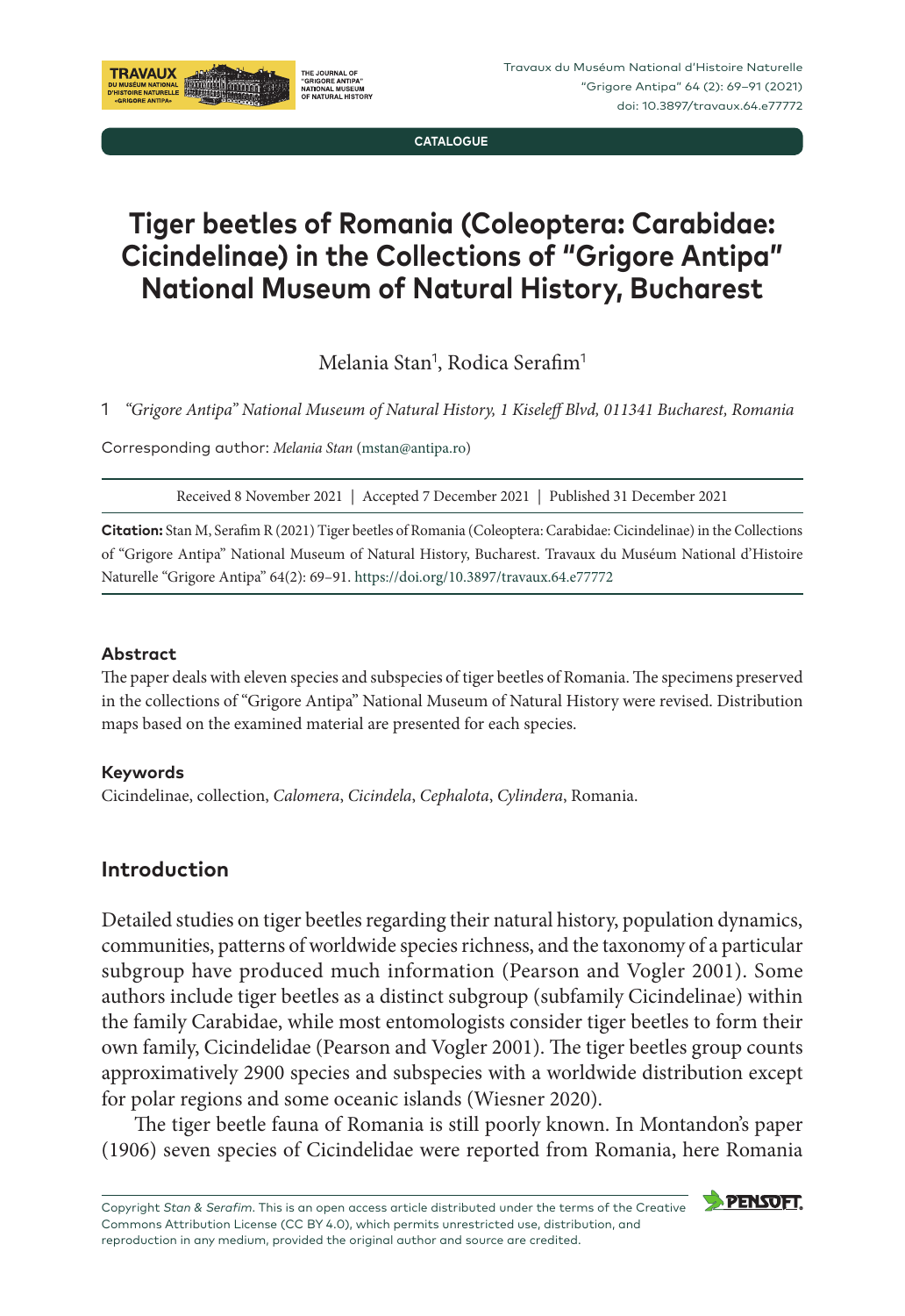CATALOGUE

# Tiger beetles of Romania (Coleoptera: Carabidae: Cicindelinae) in the Collections of "Grigore Antipa" National Museum of Natural History, Bucharest

Melania Stan[1], Rodica Serafim[1]

1 *"Grigore Antipa" National Museum of Natural History, 1 Kiseleff Blvd, 011341 Bucharest, Romania*

Corresponding author: *Melania Stan* (mstan@antipa.ro)

Received 8 November 2021 | Accepted 7 December 2021 | Published 31 December 2021

**Citation:** Stan M, Serafim R (2021) Tiger beetles of Romania (Coleoptera: Carabidae: Cicindelinae) in the Collections of "Grigore Antipa" National Museum of Natural History, Bucharest. Travaux du Muséum National d'Histoire Naturelle "Grigore Antipa" 64(2): 69–91. https://doi.org/10.3897/travaux.64.e77772

### Abstract

The paper deals with eleven species and subspecies of tiger beetles of Romania. The specimens preserved in the collections of "Grigore Antipa" National Museum of Natural History were revised. Distribution maps based on the examined material are presented for each species.

### Keywords

Cicindelinae, collection, *Calomera*, *Cicindela*, *Cephalota*, *Cylindera*, Romania.

## Introduction

Detailed studies on tiger beetles regarding their natural history, population dynamics, communities, patterns of worldwide species richness, and the taxonomy of a particular subgroup have produced much information (Pearson and Vogler 2001). Some authors include tiger beetles as a distinct subgroup (subfamily Cicindelinae) within the family Carabidae, while most entomologists consider tiger beetles to form their own family, Cicindelidae (Pearson and Vogler 2001). The tiger beetles group counts approximatively 2900 species and subspecies with a worldwide distribution except for polar regions and some oceanic islands (Wiesner 2020).

The tiger beetle fauna of Romania is still poorly known. In Montandon's paper (1906) seven species of Cicindelidae were reported from Romania, here Romania

Copyright *Stan & Serafim*. This is an open access article distributed under the terms of the Creative Commons Attribution License (CC BY 4.0), which permits unrestricted use, distribution, and reproduction in any medium, provided the original author and source are credited.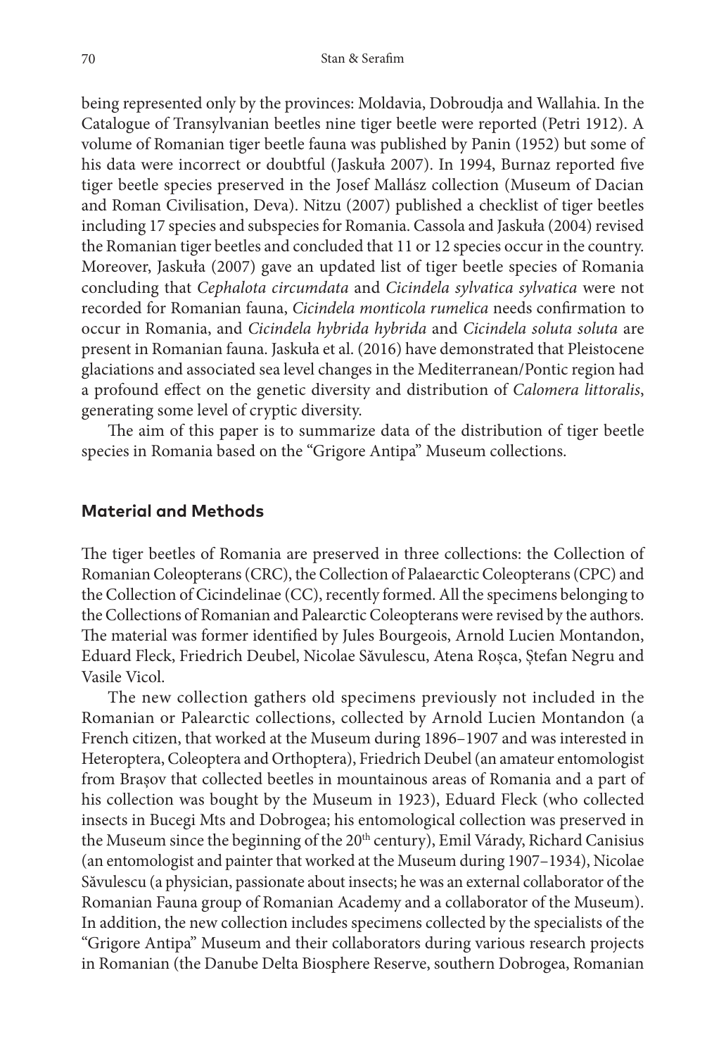being represented only by the provinces: Moldavia, Dobroudja and Wallahia. In the Catalogue of Transylvanian beetles nine tiger beetle were reported (Petri 1912). A volume of Romanian tiger beetle fauna was published by Panin (1952) but some of his data were incorrect or doubtful (Jaskuła 2007). In 1994, Burnaz reported five tiger beetle species preserved in the Josef Mallász collection (Museum of Dacian and Roman Civilisation, Deva). Nitzu (2007) published a checklist of tiger beetles including 17 species and subspecies for Romania. Cassola and Jaskuła (2004) revised the Romanian tiger beetles and concluded that 11 or 12 species occur in the country. Moreover, Jaskuła (2007) gave an updated list of tiger beetle species of Romania concluding that *Cephalota circumdata* and *Cicindela sylvatica sylvatica* were not recorded for Romanian fauna, *Cicindela monticola rumelica* needs confirmation to occur in Romania, and *Cicindela hybrida hybrida* and *Cicindela soluta soluta* are present in Romanian fauna. Jaskuła et al. (2016) have demonstrated that Pleistocene glaciations and associated sea level changes in the Mediterranean/Pontic region had a profound effect on the genetic diversity and distribution of *Calomera littoralis*, generating some level of cryptic diversity.

The aim of this paper is to summarize data of the distribution of tiger beetle species in Romania based on the "Grigore Antipa" Museum collections.

## Material and Methods

The tiger beetles of Romania are preserved in three collections: the Collection of Romanian Coleopterans (CRC), the Collection of Palaearctic Coleopterans (CPC) and the Collection of Cicindelinae (CC), recently formed. All the specimens belonging to the Collections of Romanian and Palearctic Coleopterans were revised by the authors. The material was former identified by Jules Bourgeois, Arnold Lucien Montandon, Eduard Fleck, Friedrich Deubel, Nicolae Săvulescu, Atena Roşca, Ştefan Negru and Vasile Vicol.

The new collection gathers old specimens previously not included in the Romanian or Palearctic collections, collected by Arnold Lucien Montandon (a French citizen, that worked at the Museum during 1896–1907 and was interested in Heteroptera, Coleoptera and Orthoptera), Friedrich Deubel (an amateur entomologist from Braşov that collected beetles in mountainous areas of Romania and a part of his collection was bought by the Museum in 1923), Eduard Fleck (who collected insects in Bucegi Mts and Dobrogea; his entomological collection was preserved in the Museum since the beginning of the 20th century), Emil Várady, Richard Canisius (an entomologist and painter that worked at the Museum during 1907–1934), Nicolae Săvulescu (a physician, passionate about insects; he was an external collaborator of the Romanian Fauna group of Romanian Academy and a collaborator of the Museum). In addition, the new collection includes specimens collected by the specialists of the "Grigore Antipa" Museum and their collaborators during various research projects in Romanian (the Danube Delta Biosphere Reserve, southern Dobrogea, Romanian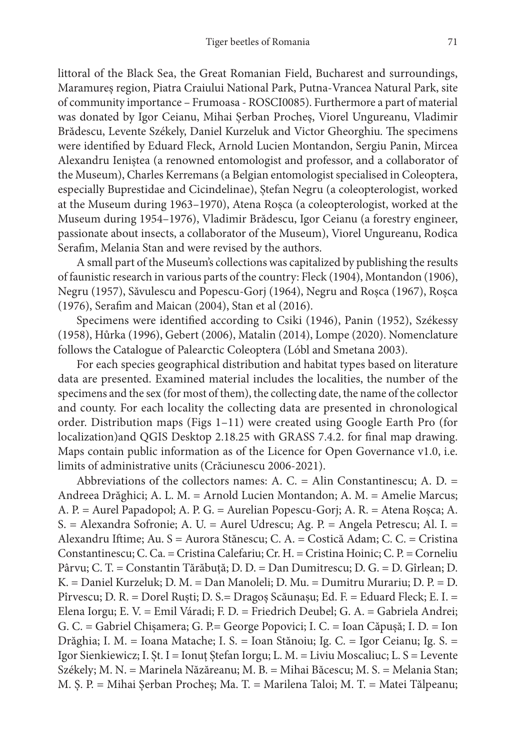littoral of the Black Sea, the Great Romanian Field, Bucharest and surroundings, Maramureș region, Piatra Craiului National Park, Putna-Vrancea Natural Park, site of community importance – Frumoasa - ROSCI0085). Furthermore a part of material was donated by Igor Ceianu, Mihai Șerban Procheș, Viorel Ungureanu, Vladimir Brădescu, Levente Székely, Daniel Kurzeluk and Victor Gheorghiu. The specimens were identified by Eduard Fleck, Arnold Lucien Montandon, Sergiu Panin, Mircea Alexandru Ieniștea (a renowned entomologist and professor, and a collaborator of the Museum), Charles Kerremans (a Belgian entomologist specialised in Coleoptera, especially Buprestidae and Cicindelinae), Ștefan Negru (a coleopterologist, worked at the Museum during 1963–1970), Atena Roșca (a coleopterologist, worked at the Museum during 1954–1976), Vladimir Brădescu, Igor Ceianu (a forestry engineer, passionate about insects, a collaborator of the Museum), Viorel Ungureanu, Rodica Serafim, Melania Stan and were revised by the authors.

A small part of the Museum's collections was capitalized by publishing the results of faunistic research in various parts of the country: Fleck (1904), Montandon (1906), Negru (1957), Săvulescu and Popescu-Gorj (1964), Negru and Roșca (1967), Roșca (1976), Serafim and Maican (2004), Stan et al (2016).

Specimens were identified according to Csiki (1946), Panin (1952), Székessy (1958), Hůrka (1996), Gebert (2006), Matalin (2014), Lompe (2020). Nomenclature follows the Catalogue of Palearctic Coleoptera (Lóbl and Smetana 2003).

For each species geographical distribution and habitat types based on literature data are presented. Examined material includes the localities, the number of the specimens and the sex (for most of them), the collecting date, the name of the collector and county. For each locality the collecting data are presented in chronological order. Distribution maps (Figs 1–11) were created using Google Earth Pro (for localization)and QGIS Desktop 2.18.25 with GRASS 7.4.2. for final map drawing. Maps contain public information as of the Licence for Open Governance v1.0, i.e. limits of administrative units (Crăciunescu 2006-2021).

Abbreviations of the collectors names: A. C. = Alin Constantinescu; A. D. = Andreea Drăghici; A. L. M. = Arnold Lucien Montandon; A. M. = Amelie Marcus; A. P. = Aurel Papadopol; A. P. G. = Aurelian Popescu-Gorj; A. R. = Atena Roșca; A. S. = Alexandra Sofronie; A. U. = Aurel Udrescu; Ag. P. = Angela Petrescu; Al. I. = Alexandru Iftime; Au. S = Aurora Stănescu; C. A. = Costică Adam; C. C. = Cristina Constantinescu; C. Ca. = Cristina Calefariu; Cr. H. = Cristina Hoinic; C. P. = Corneliu Pârvu; C. T. = Constantin Tărăbuță; D. D. = Dan Dumitrescu; D. G. = D. Gîrlean; D. K. = Daniel Kurzeluk; D. M. = Dan Manoleli; D. Mu. = Dumitru Murariu; D. P. = D. Pîrvescu; D. R. = Dorel Ruști; D. S.= Dragoș Scăunașu; Ed. F. = Eduard Fleck; E. I. = Elena Iorgu; E. V. = Emil Váradi; F. D. = Friedrich Deubel; G. A. = Gabriela Andrei; G. C. = Gabriel Chișamera; G. P.= George Popovici; I. C. = Ioan Căpușă; I. D. = Ion Drăghia; I. M. = Ioana Matache; I. S. = Ioan Stănoiu; Ig. C. = Igor Ceianu; Ig. S. = Igor Sienkiewicz; I. Șt. I = Ionuț Ștefan Iorgu; L. M. = Liviu Moscaliuc; L. S = Levente Székely; M. N. = Marinela Năzăreanu; M. B. = Mihai Băcescu; M. S. = Melania Stan; M. Ș. P. = Mihai Șerban Procheș; Ma. T. = Marilena Taloi; M. T. = Matei Tălpeanu;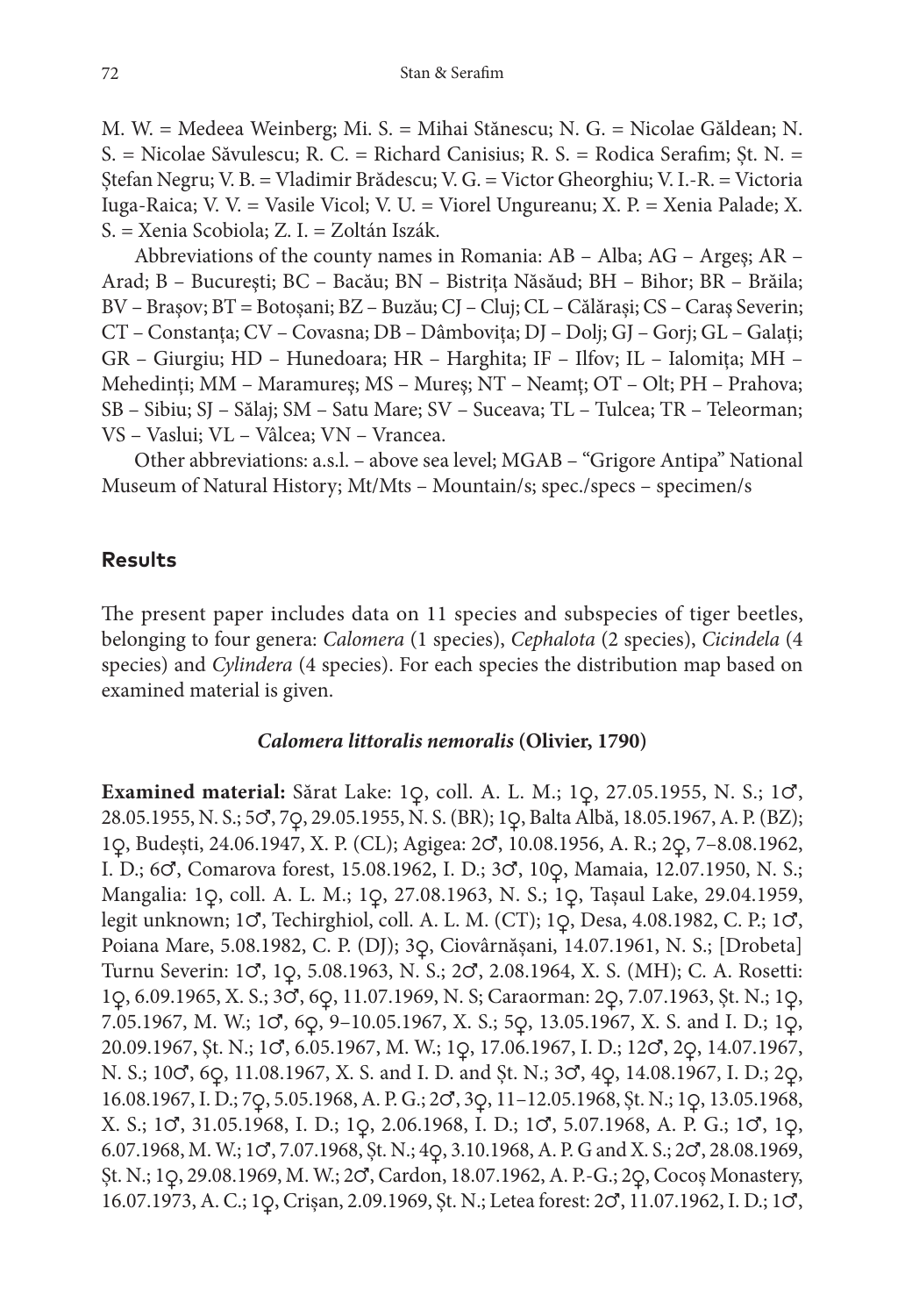M. W. = Medeea Weinberg; Mi. S. = Mihai Stănescu; N. G. = Nicolae Găldean; N. S. = Nicolae Săvulescu; R. C. = Richard Canisius; R. S. = Rodica Serafim; Șt. N. = Ștefan Negru; V. B. = Vladimir Brădescu; V. G. = Victor Gheorghiu; V. I.-R. = Victoria Iuga-Raica; V. V. = Vasile Vicol; V. U. = Viorel Ungureanu; X. P. = Xenia Palade; X. S. = Xenia Scobiola; Z. I. = Zoltán Iszák.

Abbreviations of the county names in Romania: AB – Alba; AG – Argeș; AR – Arad; B – București; BC – Bacău; BN – Bistrița Năsăud; BH – Bihor; BR – Brăila; BV – Brașov; BT = Botoșani; BZ – Buzău; CJ – Cluj; CL – Călărași; CS – Caraș Severin; CT – Constanța; CV – Covasna; DB – Dâmbovița; DJ – Dolj; GJ – Gorj; GL – Galați; GR – Giurgiu; HD – Hunedoara; HR – Harghita; IF – Ilfov; IL – Ialomița; MH – Mehedinți; MM – Maramureș; MS – Mureș; NT – Neamț; OT – Olt; PH – Prahova; SB – Sibiu; SJ – Sălaj; SM – Satu Mare; SV – Suceava; TL – Tulcea; TR – Teleorman; VS – Vaslui; VL – Vâlcea; VN – Vrancea.

Other abbreviations: a.s.l. – above sea level; MGAB – "Grigore Antipa" National Museum of Natural History; Mt/Mts – Mountain/s; spec./specs – specimen/s

## Results

The present paper includes data on 11 species and subspecies of tiger beetles, belonging to four genera: *Calomera* (1 species), *Cephalota* (2 species), *Cicindela* (4 species) and *Cylindera* (4 species). For each species the distribution map based on examined material is given.

### *Calomera littoralis nemoralis* (Olivier, 1790)

**Examined material:** Sărat Lake: 1♀, coll. A. L. M.; 1♀, 27.05.1955, N. S.; 1♂, 28.05.1955, N. S.; 5♂, 7♀, 29.05.1955, N. S. (BR); 1♀, Balta Albă, 18.05.1967, A. P. (BZ); 1♀, Budești, 24.06.1947, X. P. (CL); Agigea: 2♂, 10.08.1956, A. R.; 2♀, 7–8.08.1962, I. D.; 6♂, Comarova forest, 15.08.1962, I. D.; 3♂, 10♀, Mamaia, 12.07.1950, N. S.; Mangalia: 1♀, coll. A. L. M.; 1♀, 27.08.1963, N. S.; 1♀, Tașaul Lake, 29.04.1959, legit unknown; 1♂, Techirghiol, coll. A. L. M. (CT); 1♀, Desa, 4.08.1982, C. P.; 1♂, Poiana Mare, 5.08.1982, C. P. (DJ); 3♀, Ciovârnășani, 14.07.1961, N. S.; [Drobeta] Turnu Severin: 1♂, 1♀, 5.08.1963, N. S.; 2♂, 2.08.1964, X. S. (MH); C. A. Rosetti: 1♀, 6.09.1965, X. S.; 3♂, 6♀, 11.07.1969, N. S; Caraorman: 2♀, 7.07.1963, Șt. N.; 1♀, 7.05.1967, M. W.; 1♂, 6♀, 9–10.05.1967, X. S.; 5♀, 13.05.1967, X. S. and I. D.; 1♀, 20.09.1967, Șt. N.; 1♂, 6.05.1967, M. W.; 1♀, 17.06.1967, I. D.; 12♂, 2♀, 14.07.1967, N. S.; 10♂, 6♀, 11.08.1967, X. S. and I. D. and Șt. N.; 3♂, 4♀, 14.08.1967, I. D.; 2♀, 16.08.1967, I. D.; 7♀, 5.05.1968, A. P. G.; 2♂, 3♀, 11–12.05.1968, Șt. N.; 1♀, 13.05.1968, X. S.; 1♂, 31.05.1968, I. D.; 1♀, 2.06.1968, I. D.; 1♂, 5.07.1968, A. P. G.; 1♂, 1♀, 6.07.1968, M. W.; 1♂, 7.07.1968, Șt. N.; 4♀, 3.10.1968, A. P. G and X. S.; 2♂, 28.08.1969, Șt. N.; 1♀, 29.08.1969, M. W.; 2♂, Cardon, 18.07.1962, A. P.-G.; 2♀, Cocoș Monastery, 16.07.1973, A. C.; 1♀, Crișan, 2.09.1969, Șt. N.; Letea forest: 2♂, 11.07.1962, I. D.; 1♂,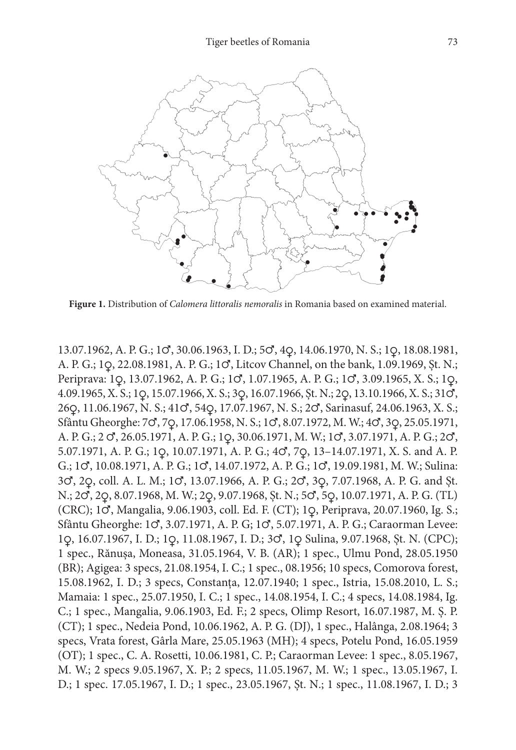**Figure 1.** Distribution of *Calomera littoralis nemoralis* in Romania based on examined material.

13.07.1962, A. P. G.; 1♂, 30.06.1963, I. D.; 5♂, 4♀, 14.06.1970, N. S.; 1♀, 18.08.1981, A. P. G.; 1♀, 22.08.1981, A. P. G.; 1♂, Litcov Channel, on the bank, 1.09.1969, Șt. N.; Periprava: 1♀, 13.07.1962, A. P. G.; 1♂, 1.07.1965, A. P. G.; 1♂, 3.09.1965, X. S.; 1♀, 4.09.1965, X. S.; 1♀, 15.07.1966, X. S.; 3♀, 16.07.1966, Șt. N.; 2♀, 13.10.1966, X. S.; 31♂, 26♀, 11.06.1967, N. S.; 41♂, 54♀, 17.07.1967, N. S.; 2♂, Sarinasuf, 24.06.1963, X. S.; Sfântu Gheorghe: 7♂, 7♀, 17.06.1958, N. S.; 1♂, 8.07.1972, M. W.; 4♂, 3♀, 25.05.1971, A. P. G.; 2 ♂, 26.05.1971, A. P. G.; 1♀, 30.06.1971, M. W.; 1♂, 3.07.1971, A. P. G.; 2♂, 5.07.1971, A. P. G.; 1♀, 10.07.1971, A. P. G.; 4♂, 7♀, 13–14.07.1971, X. S. and A. P. G.; 1♂, 10.08.1971, A. P. G.; 1♂, 14.07.1972, A. P. G.; 1♂, 19.09.1981, M. W.; Sulina: 3♂, 2♀, coll. A. L. M.; 1♂, 13.07.1966, A. P. G.; 2♂, 3♀, 7.07.1968, A. P. G. and Șt. N.; 2♂, 2♀, 8.07.1968, M. W.; 2♀, 9.07.1968, Șt. N.; 5♂, 5♀, 10.07.1971, A. P. G. (TL) (CRC); 1♂, Mangalia, 9.06.1903, coll. Ed. F. (CT); 1♀, Periprava, 20.07.1960, Ig. S.; Sfântu Gheorghe: 1♂, 3.07.1971, A. P. G; 1♂, 5.07.1971, A. P. G.; Caraorman Levee: 1♀, 16.07.1967, I. D.; 1♀, 11.08.1967, I. D.; 3♂, 1♀ Sulina, 9.07.1968, Șt. N. (CPC); 1 spec., Rănușa, Moneasa, 31.05.1964, V. B. (AR); 1 spec., Ulmu Pond, 28.05.1950 (BR); Agigea: 3 specs, 21.08.1954, I. C.; 1 spec., 08.1956; 10 specs, Comorova forest, 15.08.1962, I. D.; 3 specs, Constanța, 12.07.1940; 1 spec., Istria, 15.08.2010, L. S.; Mamaia: 1 spec., 25.07.1950, I. C.; 1 spec., 14.08.1954, I. C.; 4 specs, 14.08.1984, Ig. C.; 1 spec., Mangalia, 9.06.1903, Ed. F.; 2 specs, Olimp Resort, 16.07.1987, M. Ș. P. (CT); 1 spec., Nedeia Pond, 10.06.1962, A. P. G. (DJ), 1 spec., Halânga, 2.08.1964; 3 specs, Vrata forest, Gârla Mare, 25.05.1963 (MH); 4 specs, Potelu Pond, 16.05.1959 (OT); 1 spec., C. A. Rosetti, 10.06.1981, C. P.; Caraorman Levee: 1 spec., 8.05.1967, M. W.; 2 specs 9.05.1967, X. P.; 2 specs, 11.05.1967, M. W.; 1 spec., 13.05.1967, I. D.; 1 spec. 17.05.1967, I. D.; 1 spec., 23.05.1967, Șt. N.; 1 spec., 11.08.1967, I. D.; 3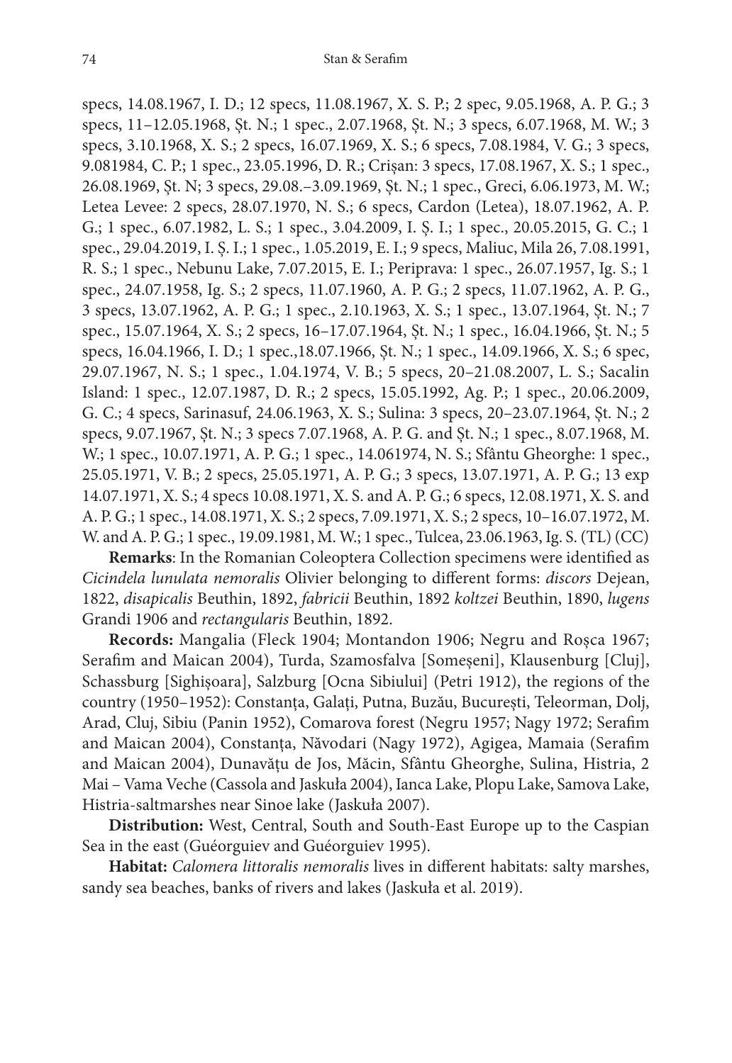specs, 14.08.1967, I. D.; 12 specs, 11.08.1967, X. S. P.; 2 spec, 9.05.1968, A. P. G.; 3 specs, 11–12.05.1968, Șt. N.; 1 spec., 2.07.1968, Șt. N.; 3 specs, 6.07.1968, M. W.; 3 specs, 3.10.1968, X. S.; 2 specs, 16.07.1969, X. S.; 6 specs, 7.08.1984, V. G.; 3 specs, 9.081984, C. P.; 1 spec., 23.05.1996, D. R.; Crișan: 3 specs, 17.08.1967, X. S.; 1 spec., 26.08.1969, Șt. N; 3 specs, 29.08.–3.09.1969, Șt. N.; 1 spec., Greci, 6.06.1973, M. W.; Letea Levee: 2 specs, 28.07.1970, N. S.; 6 specs, Cardon (Letea), 18.07.1962, A. P. G.; 1 spec., 6.07.1982, L. S.; 1 spec., 3.04.2009, I. Ș. I.; 1 spec., 20.05.2015, G. C.; 1 spec., 29.04.2019, I. Ș. I.; 1 spec., 1.05.2019, E. I.; 9 specs, Maliuc, Mila 26, 7.08.1991, R. S.; 1 spec., Nebunu Lake, 7.07.2015, E. I.; Periprava: 1 spec., 26.07.1957, Ig. S.; 1 spec., 24.07.1958, Ig. S.; 2 specs, 11.07.1960, A. P. G.; 2 specs, 11.07.1962, A. P. G., 3 specs, 13.07.1962, A. P. G.; 1 spec., 2.10.1963, X. S.; 1 spec., 13.07.1964, Șt. N.; 7 spec., 15.07.1964, X. S.; 2 specs, 16–17.07.1964, Șt. N.; 1 spec., 16.04.1966, Șt. N.; 5 specs, 16.04.1966, I. D.; 1 spec.,18.07.1966, Șt. N.; 1 spec., 14.09.1966, X. S.; 6 spec, 29.07.1967, N. S.; 1 spec., 1.04.1974, V. B.; 5 specs, 20–21.08.2007, L. S.; Sacalin Island: 1 spec., 12.07.1987, D. R.; 2 specs, 15.05.1992, Ag. P.; 1 spec., 20.06.2009, G. C.; 4 specs, Sarinasuf, 24.06.1963, X. S.; Sulina: 3 specs, 20–23.07.1964, Șt. N.; 2 specs, 9.07.1967, Șt. N.; 3 specs 7.07.1968, A. P. G. and Șt. N.; 1 spec., 8.07.1968, M. W.; 1 spec., 10.07.1971, A. P. G.; 1 spec., 14.061974, N. S.; Sfântu Gheorghe: 1 spec., 25.05.1971, V. B.; 2 specs, 25.05.1971, A. P. G.; 3 specs, 13.07.1971, A. P. G.; 13 exp 14.07.1971, X. S.; 4 specs 10.08.1971, X. S. and A. P. G.; 6 specs, 12.08.1971, X. S. and A. P. G.; 1 spec., 14.08.1971, X. S.; 2 specs, 7.09.1971, X. S.; 2 specs, 10–16.07.1972, M. W. and A. P. G.; 1 spec., 19.09.1981, M. W.; 1 spec., Tulcea, 23.06.1963, Ig. S. (TL) (CC)

**Remarks**: In the Romanian Coleoptera Collection specimens were identified as *Cicindela lunulata nemoralis* Olivier belonging to different forms: *discors* Dejean, 1822, *disapicalis* Beuthin, 1892, *fabricii* Beuthin, 1892 *koltzei* Beuthin, 1890, *lugens* Grandi 1906 and *rectangularis* Beuthin, 1892.

**Records:** Mangalia (Fleck 1904; Montandon 1906; Negru and Roșca 1967; Serafim and Maican 2004), Turda, Szamosfalva [Someșeni], Klausenburg [Cluj], Schassburg [Sighișoara], Salzburg [Ocna Sibiului] (Petri 1912), the regions of the country (1950–1952): Constanța, Galați, Putna, Buzău, București, Teleorman, Dolj, Arad, Cluj, Sibiu (Panin 1952), Comarova forest (Negru 1957; Nagy 1972; Serafim and Maican 2004), Constanța, Năvodari (Nagy 1972), Agigea, Mamaia (Serafim and Maican 2004), Dunavățu de Jos, Măcin, Sfântu Gheorghe, Sulina, Histria, 2 Mai – Vama Veche (Cassola and Jaskuła 2004), Ianca Lake, Plopu Lake, Samova Lake, Histria-saltmarshes near Sinoe lake (Jaskuła 2007).

**Distribution:** West, Central, South and South-East Europe up to the Caspian Sea in the east (Guéorguiev and Guéorguiev 1995).

**Habitat:** *Calomera littoralis nemoralis* lives in different habitats: salty marshes, sandy sea beaches, banks of rivers and lakes (Jaskuła et al. 2019).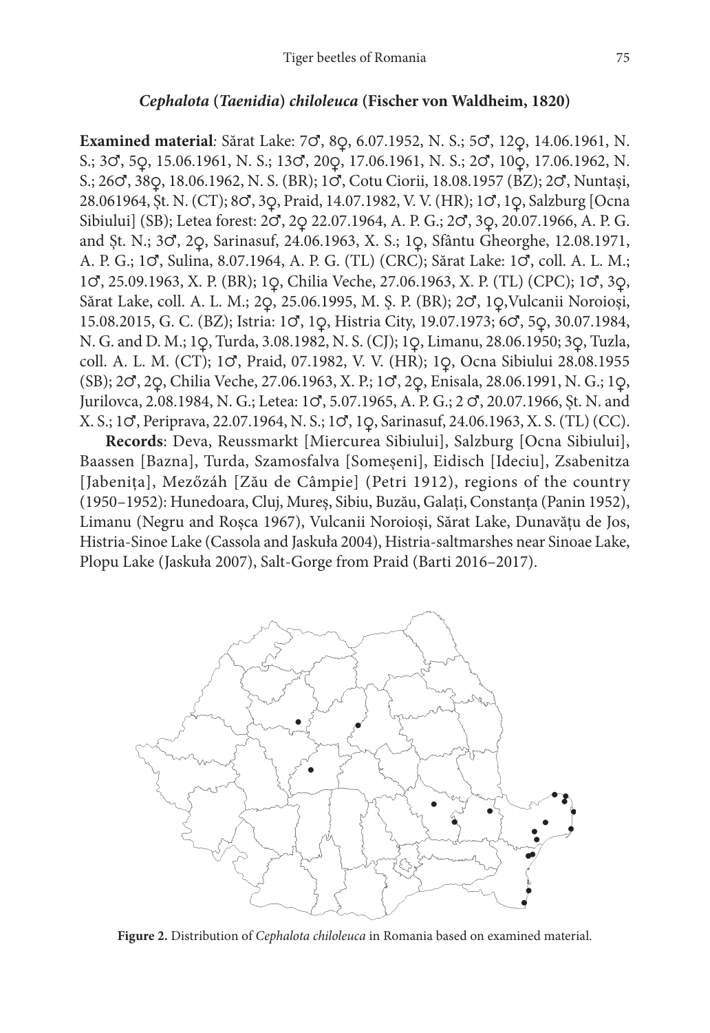### *Cephalota* (*Taenidia*) *chiloleuca* (Fischer von Waldheim, 1820)

**Examined material**: Sărat Lake: 7♂, 8♀, 6.07.1952, N. S.; 5♂, 12♀, 14.06.1961, N. S.; 3♂, 5♀, 15.06.1961, N. S.; 13♂, 20♀, 17.06.1961, N. S.; 2♂, 10♀, 17.06.1962, N. S.; 26♂, 38♀, 18.06.1962, N. S. (BR); 1♂, Cotu Ciorii, 18.08.1957 (BZ); 2♂, Nuntași, 28.061964, Șt. N. (CT); 8♂, 3♀, Praid, 14.07.1982, V. V. (HR); 1♂, 1♀, Salzburg [Ocna Sibiului] (SB); Letea forest: 2♂, 2♀ 22.07.1964, A. P. G.; 2♂, 3♀, 20.07.1966, A. P. G. and Șt. N.; 3♂, 2♀, Sarinasuf, 24.06.1963, X. S.; 1♀, Sfântu Gheorghe, 12.08.1971, A. P. G.; 1♂, Sulina, 8.07.1964, A. P. G. (TL) (CRC); Sărat Lake: 1♂, coll. A. L. M.; 1♂, 25.09.1963, X. P. (BR); 1♀, Chilia Veche, 27.06.1963, X. P. (TL) (CPC); 1♂, 3♀, Sărat Lake, coll. A. L. M.; 2♀, 25.06.1995, M. Ș. P. (BR); 2♂, 1♀,Vulcanii Noroioși, 15.08.2015, G. C. (BZ); Istria: 1♂, 1♀, Histria City, 19.07.1973; 6♂, 5♀, 30.07.1984, N. G. and D. M.; 1♀, Turda, 3.08.1982, N. S. (CJ); 1♀, Limanu, 28.06.1950; 3♀, Tuzla, coll. A. L. M. (CT); 1♂, Praid, 07.1982, V. V. (HR); 1♀, Ocna Sibiului 28.08.1955 (SB); 2♂, 2♀, Chilia Veche, 27.06.1963, X. P.; 1♂, 2♀, Enisala, 28.06.1991, N. G.; 1♀, Jurilovca, 2.08.1984, N. G.; Letea: 1♂, 5.07.1965, A. P. G.; 2 ♂, 20.07.1966, Șt. N. and X. S.; 1♂, Periprava, 22.07.1964, N. S.; 1♂, 1♀, Sarinasuf, 24.06.1963, X. S. (TL) (CC).

**Records**: Deva, Reussmarkt [Miercurea Sibiului], Salzburg [Ocna Sibiului], Baassen [Bazna], Turda, Szamosfalva [Someșeni], Eidisch [Ideciu], Zsabenitza [Jabenița], Mezőzáh [Zău de Câmpie] (Petri 1912), regions of the country (1950–1952): Hunedoara, Cluj, Mureș, Sibiu, Buzău, Galați, Constanța (Panin 1952), Limanu (Negru and Roșca 1967), Vulcanii Noroioși, Sărat Lake, Dunavățu de Jos, Histria-Sinoe Lake (Cassola and Jaskuła 2004), Histria-saltmarshes near Sinoae Lake, Plopu Lake (Jaskuła 2007), Salt-Gorge from Praid (Barti 2016–2017).

**Figure 2.** Distribution of *Cephalota chiloleuca* in Romania based on examined material.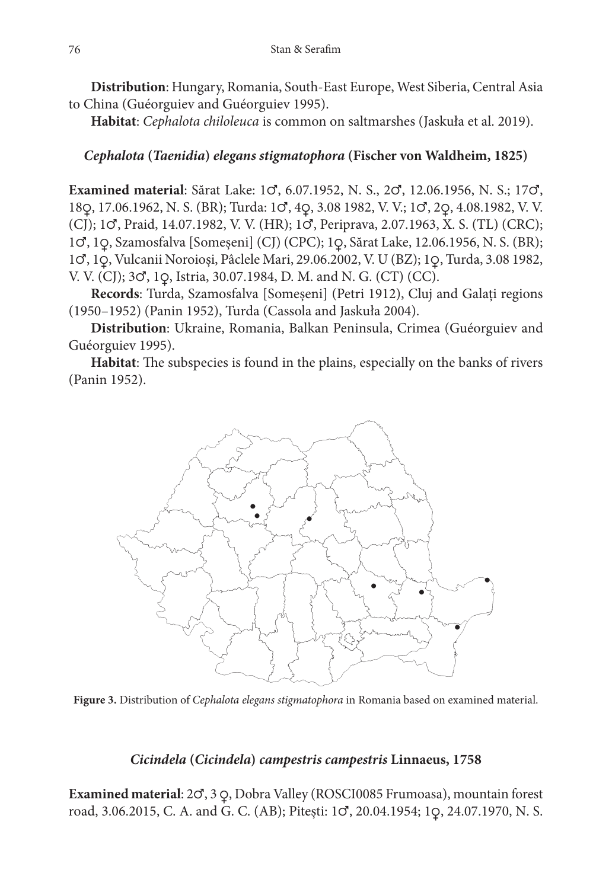**Distribution**: Hungary, Romania, South-East Europe, West Siberia, Central Asia to China (Guéorguiev and Guéorguiev 1995).

**Habitat**: *Cephalota chiloleuca* is common on saltmarshes (Jaskuła et al. 2019).

### *Cephalota* (*Taenidia*) *elegans stigmatophora* (Fischer von Waldheim, 1825)

**Examined material**: Sărat Lake: 1♂, 6.07.1952, N. S., 2♂, 12.06.1956, N. S.; 17♂, 18♀, 17.06.1962, N. S. (BR); Turda: 1♂, 4♀, 3.08 1982, V. V.; 1♂, 2♀, 4.08.1982, V. V. (CJ); 1♂, Praid, 14.07.1982, V. V. (HR); 1♂, Periprava, 2.07.1963, X. S. (TL) (CRC); 1♂, 1♀, Szamosfalva [Someșeni] (CJ) (CPC); 1♀, Sărat Lake, 12.06.1956, N. S. (BR); 1♂, 1♀, Vulcanii Noroioși, Pâclele Mari, 29.06.2002, V. U (BZ); 1♀, Turda, 3.08 1982, V. V. (CJ); 3♂, 1♀, Istria, 30.07.1984, D. M. and N. G. (CT) (CC).

**Records**: Turda, Szamosfalva [Someșeni] (Petri 1912), Cluj and Galați regions (1950–1952) (Panin 1952), Turda (Cassola and Jaskuła 2004).

**Distribution**: Ukraine, Romania, Balkan Peninsula, Crimea (Guéorguiev and Guéorguiev 1995).

**Habitat**: The subspecies is found in the plains, especially on the banks of rivers (Panin 1952).

**Figure 3.** Distribution of *Cephalota elegans stigmatophora* in Romania based on examined material.

### *Cicindela* (*Cicindela*) *campestris campestris* Linnaeus, 1758

**Examined material**: 2♂, 3 ♀, Dobra Valley (ROSCI0085 Frumoasa), mountain forest road, 3.06.2015, C. A. and G. C. (AB); Pitești: 1♂, 20.04.1954; 1♀, 24.07.1970, N. S.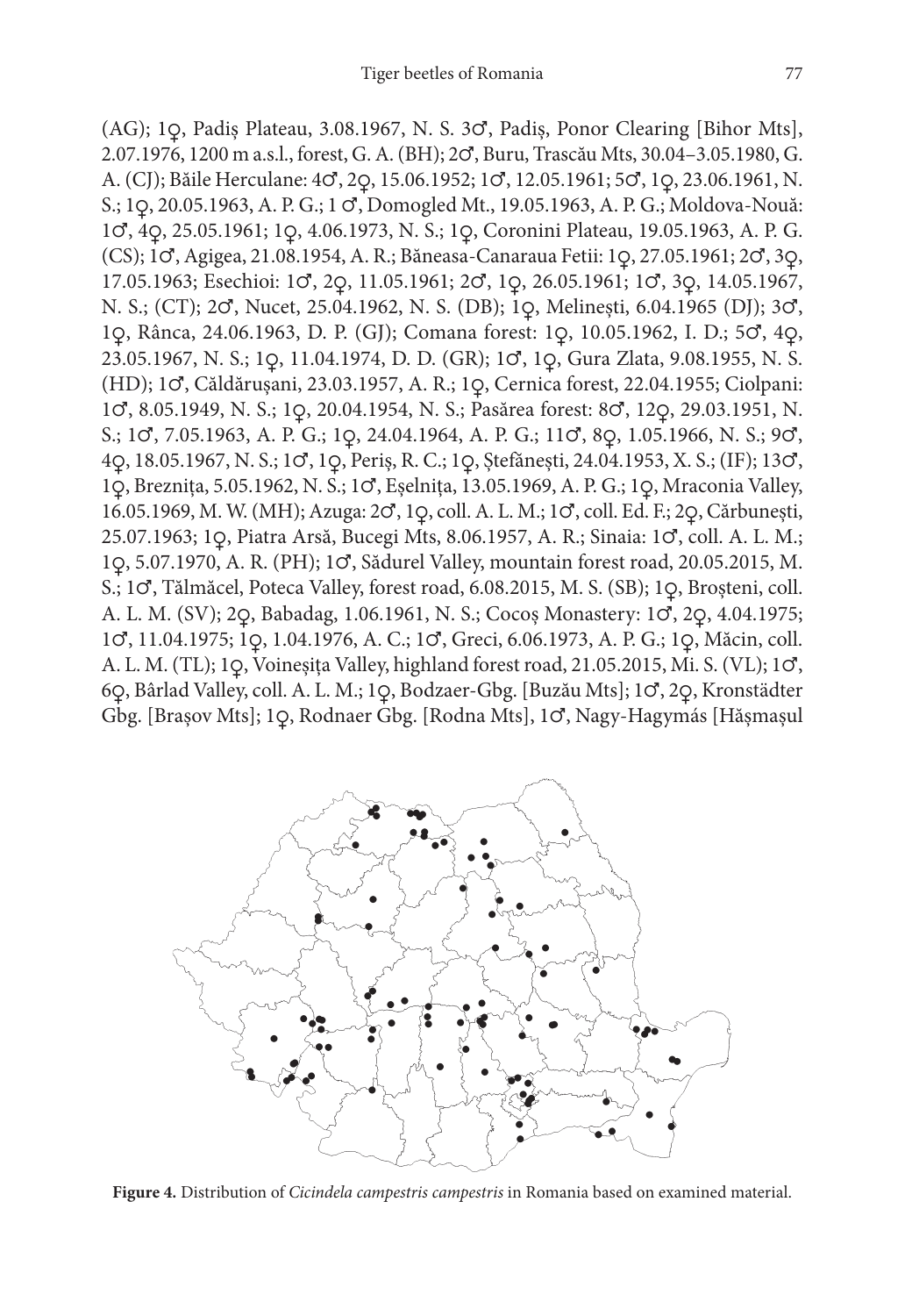(AG); 1♀, Padiș Plateau, 3.08.1967, N. S. 3♂, Padiș, Ponor Clearing [Bihor Mts], 2.07.1976, 1200 m a.s.l., forest, G. A. (BH); 2♂, Buru, Trascău Mts, 30.04–3.05.1980, G. A. (CJ); Băile Herculane: 4♂, 2♀, 15.06.1952; 1♂, 12.05.1961; 5♂, 1♀, 23.06.1961, N. S.; 1♀, 20.05.1963, A. P. G.; 1 ♂, Domogled Mt., 19.05.1963, A. P. G.; Moldova-Nouă: 1♂, 4♀, 25.05.1961; 1♀, 4.06.1973, N. S.; 1♀, Coronini Plateau, 19.05.1963, A. P. G. (CS); 1♂, Agigea, 21.08.1954, A. R.; Băneasa-Canaraua Fetii: 1♀, 27.05.1961; 2♂, 3♀, 17.05.1963; Esechioi: 1♂, 2♀, 11.05.1961; 2♂, 1♀, 26.05.1961; 1♂, 3♀, 14.05.1967, N. S.; (CT); 2♂, Nucet, 25.04.1962, N. S. (DB); 1♀, Melinești, 6.04.1965 (DJ); 3♂, 1♀, Rânca, 24.06.1963, D. P. (GJ); Comana forest: 1♀, 10.05.1962, I. D.; 5♂, 4♀, 23.05.1967, N. S.; 1♀, 11.04.1974, D. D. (GR); 1♂, 1♀, Gura Zlata, 9.08.1955, N. S. (HD); 1♂, Căldărușani, 23.03.1957, A. R.; 1♀, Cernica forest, 22.04.1955; Ciolpani: 1♂, 8.05.1949, N. S.; 1♀, 20.04.1954, N. S.; Pasărea forest: 8♂, 12♀, 29.03.1951, N. S.; 1♂, 7.05.1963, A. P. G.; 1♀, 24.04.1964, A. P. G.; 11♂, 8♀, 1.05.1966, N. S.; 9♂, 4♀, 18.05.1967, N. S.; 1♂, 1♀, Periș, R. C.; 1♀, Ștefănești, 24.04.1953, X. S.; (IF); 13♂, 1♀, Breznița, 5.05.1962, N. S.; 1♂, Eșelnița, 13.05.1969, A. P. G.; 1♀, Mraconia Valley, 16.05.1969, M. W. (MH); Azuga: 2♂, 1♀, coll. A. L. M.; 1♂, coll. Ed. F.; 2♀, Cărbunești, 25.07.1963; 1♀, Piatra Arsă, Bucegi Mts, 8.06.1957, A. R.; Sinaia: 1♂, coll. A. L. M.; 1♀, 5.07.1970, A. R. (PH); 1♂, Sădurel Valley, mountain forest road, 20.05.2015, M. S.; 1♂, Tălmăcel, Poteca Valley, forest road, 6.08.2015, M. S. (SB); 1♀, Broșteni, coll. A. L. M. (SV); 2♀, Babadag, 1.06.1961, N. S.; Cocoș Monastery: 1♂, 2♀, 4.04.1975; 1♂, 11.04.1975; 1♀, 1.04.1976, A. C.; 1♂, Greci, 6.06.1973, A. P. G.; 1♀, Măcin, coll. A. L. M. (TL); 1♀, Voineșița Valley, highland forest road, 21.05.2015, Mi. S. (VL); 1♂, 6♀, Bârlad Valley, coll. A. L. M.; 1♀, Bodzaer-Gbg. [Buzău Mts]; 1♂, 2♀, Kronstädter Gbg. [Brașov Mts]; 1♀, Rodnaer Gbg. [Rodna Mts], 1♂, Nagy-Hagymás [Hășmașul

**Figure 4.** Distribution of *Cicindela campestris campestris* in Romania based on examined material.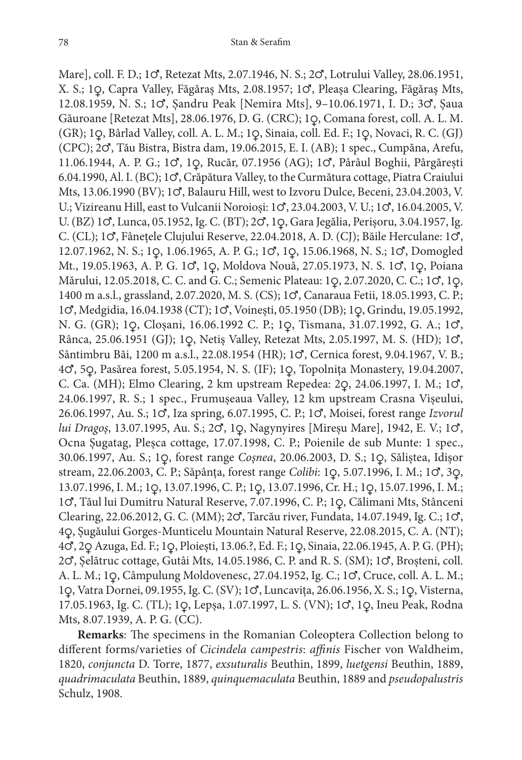Mare], coll. F. D.; 1♂, Retezat Mts, 2.07.1946, N. S.; 2♂, Lotrului Valley, 28.06.1951, X. S.; 1♀, Capra Valley, Făgăraș Mts, 2.08.1957; 1♂, Pleașa Clearing, Făgăraș Mts, 12.08.1959, N. S.; 1♂, Șandru Peak [Nemira Mts], 9–10.06.1971, I. D.; 3♂, Șaua Găuroane [Retezat Mts], 28.06.1976, D. G. (CRC); 1♀, Comana forest, coll. A. L. M. (GR); 1♀, Bârlad Valley, coll. A. L. M.; 1♀, Sinaia, coll. Ed. F.; 1♀, Novaci, R. C. (GJ) (CPC); 2♂, Tău Bistra, Bistra dam, 19.06.2015, E. I. (AB); 1 spec., Cumpăna, Arefu, 11.06.1944, A. P. G.; 1♂, 1♀, Rucăr, 07.1956 (AG); 1♂, Pârâul Boghii, Pârgărești 6.04.1990, Al. I. (BC); 1♂, Crăpătura Valley, to the Curmătura cottage, Piatra Craiului Mts, 13.06.1990 (BV); 1♂, Balauru Hill, west to Izvoru Dulce, Beceni, 23.04.2003, V. U.; Vizireanu Hill, east to Vulcanii Noroioși: 1♂, 23.04.2003, V. U.; 1♂, 16.04.2005, V. U. (BZ) 1♂, Lunca, 05.1952, Ig. C. (BT); 2♂, 1♀, Gara Jegălia, Perișoru, 3.04.1957, Ig. C. (CL); 1♂, Fânețele Clujului Reserve, 22.04.2018, A. D. (CJ); Băile Herculane: 1♂, 12.07.1962, N. S.; 1♀, 1.06.1965, A. P. G.; 1♂, 1♀, 15.06.1968, N. S.; 1♂, Domogled Mt., 19.05.1963, A. P. G. 1♂, 1♀, Moldova Nouă, 27.05.1973, N. S. 1♂, 1♀, Poiana Mărului, 12.05.2018, C. C. and G. C.; Semenic Plateau: 1♀, 2.07.2020, C. C.; 1♂, 1♀, 1400 m a.s.l., grassland, 2.07.2020, M. S. (CS); 1♂, Canaraua Fetii, 18.05.1993, C. P.; 1♂, Medgidia, 16.04.1938 (CT); 1♂, Voinești, 05.1950 (DB); 1♀, Grindu, 19.05.1992, N. G. (GR); 1♀, Cloșani, 16.06.1992 C. P.; 1♀, Tismana, 31.07.1992, G. A.; 1♂, Rânca, 25.06.1951 (GJ); 1♀, Netiș Valley, Retezat Mts, 2.05.1997, M. S. (HD); 1♂, Sântimbru Băi, 1200 m a.s.l., 22.08.1954 (HR); 1♂, Cernica forest, 9.04.1967, V. B.; 4♂, 5♀, Pasărea forest, 5.05.1954, N. S. (IF); 1♀, Topolnița Monastery, 19.04.2007, C. Ca. (MH); Elmo Clearing, 2 km upstream Repedea: 2♀, 24.06.1997, I. M.; 1♂, 24.06.1997, R. S.; 1 spec., Frumușeaua Valley, 12 km upstream Crasna Vișeului, 26.06.1997, Au. S.; 1♂, Iza spring, 6.07.1995, C. P.; 1♂, Moisei, forest range *Izvorul lui Dragoș*, 13.07.1995, Au. S.; 2♂, 1♀, Nagynyires [Mireșu Mare], 1942, E. V.; 1♂, Ocna Șugatag, Pleșca cottage, 17.07.1998, C. P.; Poienile de sub Munte: 1 spec., 30.06.1997, Au. S.; 1♀, forest range *Coșnea*, 20.06.2003, D. S.; 1♀, Săliștea, Idișor stream, 22.06.2003, C. P.; Săpânța, forest range *Colibi*: 1♀, 5.07.1996, I. M.; 1♂, 3♀, 13.07.1996, I. M.; 1♀, 13.07.1996, C. P.; 1♀, 13.07.1996, Cr. H.; 1♀, 15.07.1996, I. M.; 1♂, Tăul lui Dumitru Natural Reserve, 7.07.1996, C. P.; 1♀, Călimani Mts, Stânceni Clearing, 22.06.2012, G. C. (MM); 2♂, Tarcău river, Fundata, 14.07.1949, Ig. C.; 1♂, 4♀, Șugăului Gorges-Munticelu Mountain Natural Reserve, 22.08.2015, C. A. (NT); 4♂, 2♀ Azuga, Ed. F.; 1♀, Ploiești, 13.06.?, Ed. F.; 1♀, Sinaia, 22.06.1945, A. P. G. (PH); 2♂, Șelătruc cottage, Gutâi Mts, 14.05.1986, C. P. and R. S. (SM); 1♂, Broșteni, coll. A. L. M.; 1♀, Câmpulung Moldovenesc, 27.04.1952, Ig. C.; 1♂, Cruce, coll. A. L. M.; 1♀, Vatra Dornei, 09.1955, Ig. C. (SV); 1♂, Luncavița, 26.06.1956, X. S.; 1♀, Visterna, 17.05.1963, Ig. C. (TL); 1♀, Lepșa, 1.07.1997, L. S. (VN); 1♂, 1♀, Ineu Peak, Rodna Mts, 8.07.1939, A. P. G. (CC).

**Remarks**: The specimens in the Romanian Coleoptera Collection belong to different forms/varieties of *Cicindela campestris*: *affinis* Fischer von Waldheim, 1820, *conjuncta* D. Torre, 1877, *exsuturalis* Beuthin, 1899, *luetgensi* Beuthin, 1889, *quadrimaculata* Beuthin, 1889, *quinquemaculata* Beuthin, 1889 and *pseudopalustris* Schulz, 1908.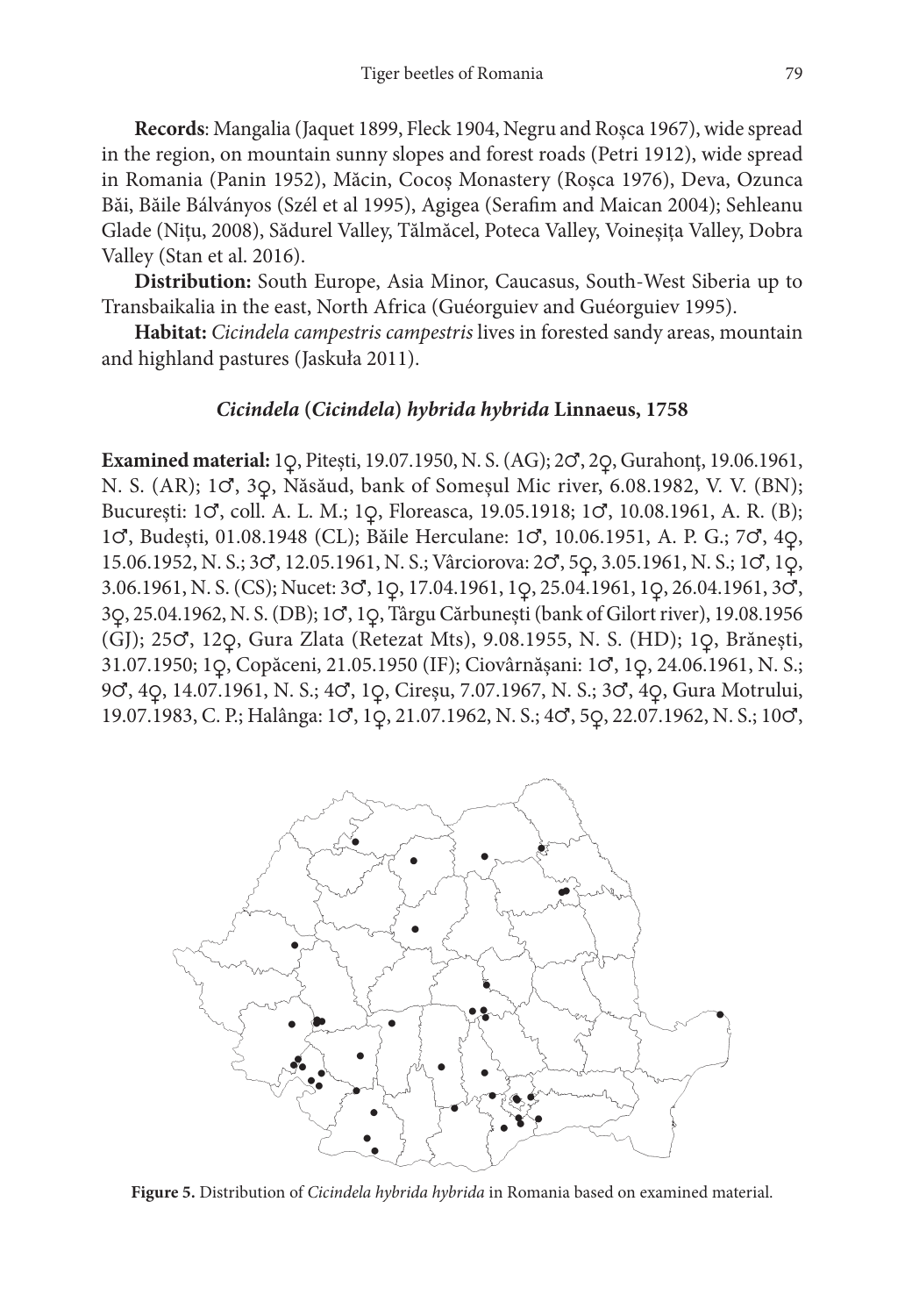**Records**: Mangalia (Jaquet 1899, Fleck 1904, Negru and Roșca 1967), wide spread in the region, on mountain sunny slopes and forest roads (Petri 1912), wide spread in Romania (Panin 1952), Măcin, Cocoș Monastery (Roșca 1976), Deva, Ozunca Băi, Băile Bálványos (Szél et al 1995), Agigea (Serafim and Maican 2004); Sehleanu Glade (Nițu, 2008), Sădurel Valley, Tălmăcel, Poteca Valley, Voineșița Valley, Dobra Valley (Stan et al. 2016).

**Distribution:** South Europe, Asia Minor, Caucasus, South-West Siberia up to Transbaikalia in the east, North Africa (Guéorguiev and Guéorguiev 1995).

**Habitat:** *Cicindela campestris campestris* lives in forested sandy areas, mountain and highland pastures (Jaskuła 2011).

### *Cicindela* (*Cicindela*) *hybrida hybrida* Linnaeus, 1758

**Examined material:** 1♀, Pitești, 19.07.1950, N. S. (AG); 2♂, 2♀, Gurahonț, 19.06.1961, N. S. (AR); 1♂, 3♀, Năsăud, bank of Someșul Mic river, 6.08.1982, V. V. (BN); București: 1♂, coll. A. L. M.; 1♀, Floreasca, 19.05.1918; 1♂, 10.08.1961, A. R. (B); 1♂, Budești, 01.08.1948 (CL); Băile Herculane: 1♂, 10.06.1951, A. P. G.; 7♂, 4♀, 15.06.1952, N. S.; 3♂, 12.05.1961, N. S.; Vârciorova: 2♂, 5♀, 3.05.1961, N. S.; 1♂, 1♀, 3.06.1961, N. S. (CS); Nucet: 3♂, 1♀, 17.04.1961, 1♀, 25.04.1961, 1♀, 26.04.1961, 3♂, 3♀, 25.04.1962, N. S. (DB); 1♂, 1♀, Târgu Cărbunești (bank of Gilort river), 19.08.1956 (GJ); 25♂, 12♀, Gura Zlata (Retezat Mts), 9.08.1955, N. S. (HD); 1♀, Brănești, 31.07.1950; 1♀, Copăceni, 21.05.1950 (IF); Ciovârnășani: 1♂, 1♀, 24.06.1961, N. S.; 9♂, 4♀, 14.07.1961, N. S.; 4♂, 1♀, Cireșu, 7.07.1967, N. S.; 3♂, 4♀, Gura Motrului, 19.07.1983, C. P.; Halânga: 1♂, 1♀, 21.07.1962, N. S.; 4♂, 5♀, 22.07.1962, N. S.; 10♂,

**Figure 5.** Distribution of *Cicindela hybrida hybrida* in Romania based on examined material.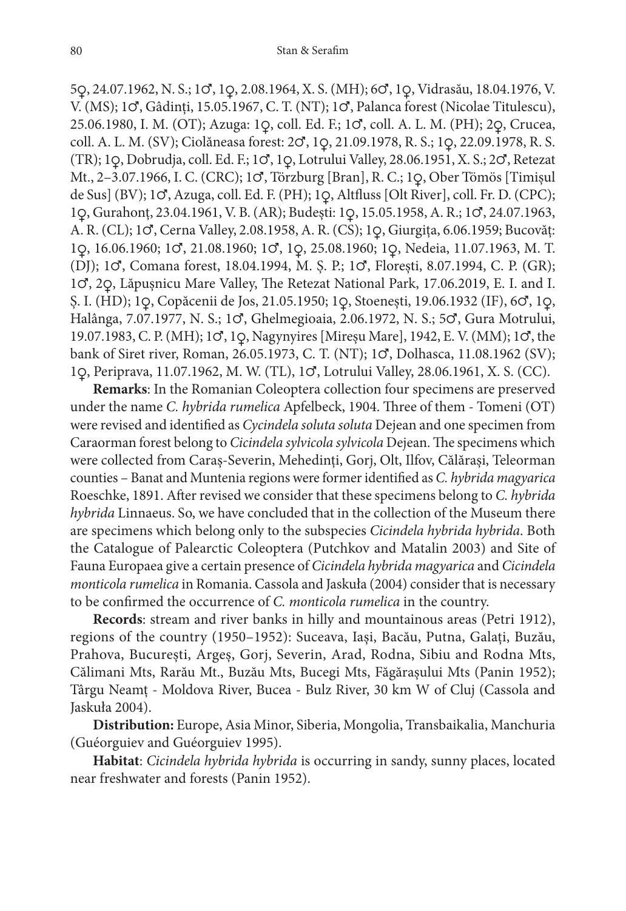5♀, 24.07.1962, N. S.; 1♂, 1♀, 2.08.1964, X. S. (MH); 6♂, 1♀, Vidrasău, 18.04.1976, V. V. (MS); 1♂, Gâdinți, 15.05.1967, C. T. (NT); 1♂, Palanca forest (Nicolae Titulescu), 25.06.1980, I. M. (OT); Azuga: 1♀, coll. Ed. F.; 1♂, coll. A. L. M. (PH); 2♀, Crucea, coll. A. L. M. (SV); Ciolăneasa forest: 2♂, 1♀, 21.09.1978, R. S.; 1♀, 22.09.1978, R. S. (TR); 1♀, Dobrudja, coll. Ed. F.; 1♂, 1♀, Lotrului Valley, 28.06.1951, X. S.; 2♂, Retezat Mt., 2–3.07.1966, I. C. (CRC); 1♂, Törzburg [Bran], R. C.; 1♀, Ober Tömös [Timișul de Sus] (BV); 1♂, Azuga, coll. Ed. F. (PH); 1♀, Altfluss [Olt River], coll. Fr. D. (CPC); 1♀, Gurahonț, 23.04.1961, V. B. (AR); Budești: 1♀, 15.05.1958, A. R.; 1♂, 24.07.1963, A. R. (CL); 1♂, Cerna Valley, 2.08.1958, A. R. (CS); 1♀, Giurgița, 6.06.1959; Bucovăț: 1♀, 16.06.1960; 1♂, 21.08.1960; 1♂, 1♀, 25.08.1960; 1♀, Nedeia, 11.07.1963, M. T. (DJ); 1♂, Comana forest, 18.04.1994, M. Ș. P.; 1♂, Florești, 8.07.1994, C. P. (GR); 1♂, 2♀, Lăpușnicu Mare Valley, The Retezat National Park, 17.06.2019, E. I. and I. Ș. I. (HD); 1♀, Copăcenii de Jos, 21.05.1950; 1♀, Stoenești, 19.06.1932 (IF), 6♂, 1♀, Halânga, 7.07.1977, N. S.; 1♂, Ghelmegioaia, 2.06.1972, N. S.; 5♂, Gura Motrului, 19.07.1983, C. P. (MH); 1♂, 1♀, Nagynyires [Mireșu Mare], 1942, E. V. (MM); 1♂, the bank of Siret river, Roman, 26.05.1973, C. T. (NT); 1♂, Dolhasca, 11.08.1962 (SV); 1♀, Periprava, 11.07.1962, M. W. (TL), 1♂, Lotrului Valley, 28.06.1961, X. S. (CC).

**Remarks**: In the Romanian Coleoptera collection four specimens are preserved under the name *C. hybrida rumelica* Apfelbeck, 1904. Three of them - Tomeni (OT) were revised and identified as *Cycindela soluta soluta* Dejean and one specimen from Caraorman forest belong to *Cicindela sylvicola sylvicola* Dejean. The specimens which were collected from Caraș-Severin, Mehedinți, Gorj, Olt, Ilfov, Călărași, Teleorman counties – Banat and Muntenia regions were former identified as *C. hybrida magyarica* Roeschke, 1891. After revised we consider that these specimens belong to *C. hybrida hybrida* Linnaeus. So, we have concluded that in the collection of the Museum there are specimens which belong only to the subspecies *Cicindela hybrida hybrida*. Both the Catalogue of Palearctic Coleoptera (Putchkov and Matalin 2003) and Site of Fauna Europaea give a certain presence of *Cicindela hybrida magyarica* and *Cicindela monticola rumelica* in Romania. Cassola and Jaskuła (2004) consider that is necessary to be confirmed the occurrence of *C. monticola rumelica* in the country.

**Records**: stream and river banks in hilly and mountainous areas (Petri 1912), regions of the country (1950–1952): Suceava, Iași, Bacău, Putna, Galați, Buzău, Prahova, București, Argeș, Gorj, Severin, Arad, Rodna, Sibiu and Rodna Mts, Călimani Mts, Rarău Mt., Buzău Mts, Bucegi Mts, Făgărașului Mts (Panin 1952); Târgu Neamț - Moldova River, Bucea - Bulz River, 30 km W of Cluj (Cassola and Jaskuła 2004).

**Distribution:** Europe, Asia Minor, Siberia, Mongolia, Transbaikalia, Manchuria (Guéorguiev and Guéorguiev 1995).

**Habitat**: *Cicindela hybrida hybrida* is occurring in sandy, sunny places, located near freshwater and forests (Panin 1952).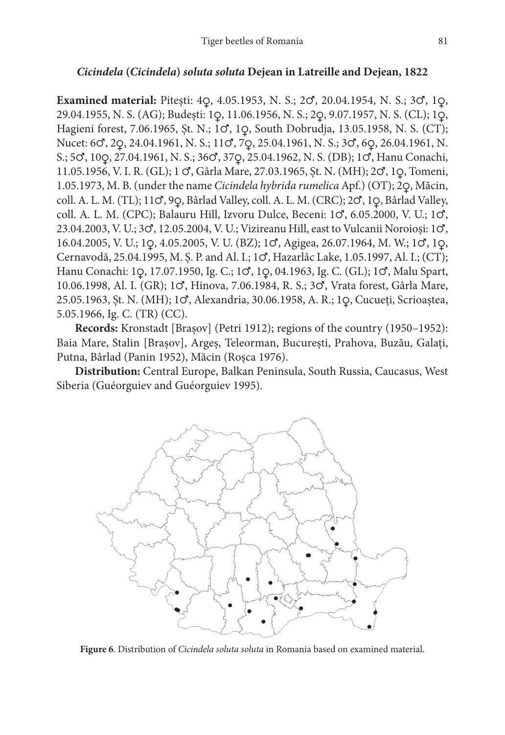### *Cicindela* (*Cicindela*) *soluta soluta* Dejean in Latreille and Dejean, 1822

**Examined material:** Pitești: 4♀, 4.05.1953, N. S.; 2♂, 20.04.1954, N. S.; 3♂, 1♀, 29.04.1955, N. S. (AG); Budești: 1♀, 11.06.1956, N. S.; 2♀, 9.07.1957, N. S. (CL); 1♀, Hagieni forest, 7.06.1965, Șt. N.; 1♂, 1♀, South Dobrudja, 13.05.1958, N. S. (CT); Nucet: 6♂, 2♀, 24.04.1961, N. S.; 11♂, 7♀, 25.04.1961, N. S.; 3♂, 6♀, 26.04.1961, N. S.; 5♂, 10♀, 27.04.1961, N. S.; 36♂, 37♀, 25.04.1962, N. S. (DB); 1♂, Hanu Conachi, 11.05.1956, V. I. R. (GL); 1 ♂, Gârla Mare, 27.03.1965, Șt. N. (MH); 2♂, 1♀, Tomeni, 1.05.1973, M. B. (under the name *Cicindela hybrida rumelica* Apf.) (OT); 2♀, Măcin, coll. A. L. M. (TL); 11♂, 9♀, Bârlad Valley, coll. A. L. M. (CRC); 2♂, 1♀, Bârlad Valley, coll. A. L. M. (CPC); Balauru Hill, Izvoru Dulce, Beceni: 1♂, 6.05.2000, V. U.; 1♂, 23.04.2003, V. U.; 3♂, 12.05.2004, V. U.; Vizireanu Hill, east to Vulcanii Noroioși: 1♂, 16.04.2005, V. U.; 1♀, 4.05.2005, V. U. (BZ); 1♂, Agigea, 26.07.1964, M. W.; 1♂, 1♀, Cernavodă, 25.04.1995, M. Ș. P. and Al. I.; 1♂, Hazarlâc Lake, 1.05.1997, Al. I.; (CT); Hanu Conachi: 1♀, 17.07.1950, Ig. C.; 1♂, 1♀, 04.1963, Ig. C. (GL); 1♂, Malu Spart, 10.06.1998, Al. I. (GR); 1♂, Hinova, 7.06.1984, R. S.; 3♂, Vrata forest, Gârla Mare, 25.05.1963, Șt. N. (MH); 1♂, Alexandria, 30.06.1958, A. R.; 1♀, Cucueți, Scrioaștea, 5.05.1966, Ig. C. (TR) (CC).

**Records:** Kronstadt [Brașov] (Petri 1912); regions of the country (1950–1952): Baia Mare, Stalin [Brașov], Argeș, Teleorman, București, Prahova, Buzău, Galați, Putna, Bârlad (Panin 1952), Măcin (Roșca 1976).

**Distribution:** Central Europe, Balkan Peninsula, South Russia, Caucasus, West Siberia (Guéorguiev and Guéorguiev 1995).

**Figure 6**. Distribution of *Cicindela soluta soluta* in Romania based on examined material.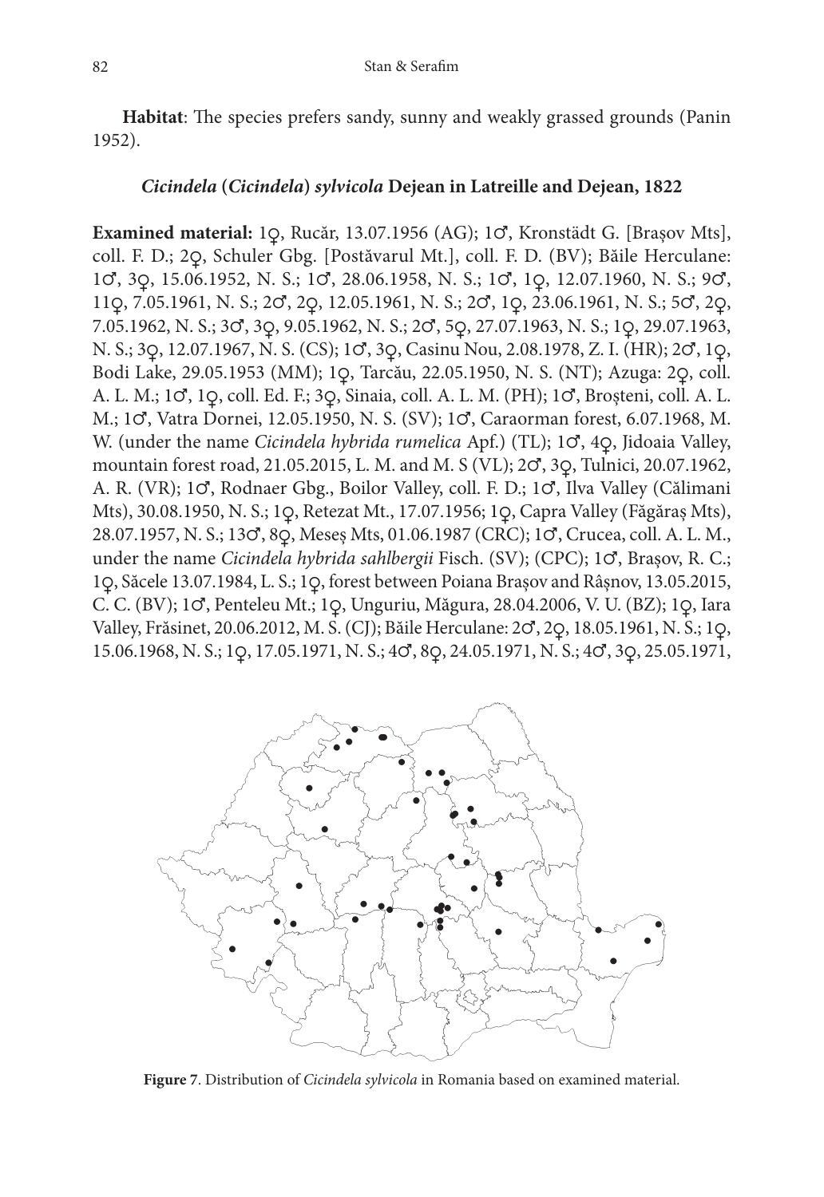**Habitat**: The species prefers sandy, sunny and weakly grassed grounds (Panin 1952).

### *Cicindela* (*Cicindela*) *sylvicola* Dejean in Latreille and Dejean, 1822

**Examined material:** 1♀, Rucăr, 13.07.1956 (AG); 1♂, Kronstädt G. [Brașov Mts], coll. F. D.; 2♀, Schuler Gbg. [Postăvarul Mt.], coll. F. D. (BV); Băile Herculane: 1♂, 3♀, 15.06.1952, N. S.; 1♂, 28.06.1958, N. S.; 1♂, 1♀, 12.07.1960, N. S.; 9♂, 11♀, 7.05.1961, N. S.; 2♂, 2♀, 12.05.1961, N. S.; 2♂, 1♀, 23.06.1961, N. S.; 5♂, 2♀, 7.05.1962, N. S.; 3♂, 3♀, 9.05.1962, N. S.; 2♂, 5♀, 27.07.1963, N. S.; 1♀, 29.07.1963, N. S.; 3♀, 12.07.1967, N. S. (CS); 1♂, 3♀, Casinu Nou, 2.08.1978, Z. I. (HR); 2♂, 1♀, Bodi Lake, 29.05.1953 (MM); 1♀, Tarcău, 22.05.1950, N. S. (NT); Azuga: 2♀, coll. A. L. M.; 1♂, 1♀, coll. Ed. F.; 3♀, Sinaia, coll. A. L. M. (PH); 1♂, Broșteni, coll. A. L. M.; 1♂, Vatra Dornei, 12.05.1950, N. S. (SV); 1♂, Caraorman forest, 6.07.1968, M. W. (under the name *Cicindela hybrida rumelica* Apf.) (TL); 1♂, 4♀, Jidoaia Valley, mountain forest road, 21.05.2015, L. M. and M. S (VL); 2♂, 3♀, Tulnici, 20.07.1962, A. R. (VR); 1♂, Rodnaer Gbg., Boilor Valley, coll. F. D.; 1♂, Ilva Valley (Călimani Mts), 30.08.1950, N. S.; 1♀, Retezat Mt., 17.07.1956; 1♀, Capra Valley (Făgăraș Mts), 28.07.1957, N. S.; 13♂, 8♀, Meseș Mts, 01.06.1987 (CRC); 1♂, Crucea, coll. A. L. M., under the name *Cicindela hybrida sahlbergii* Fisch. (SV); (CPC); 1♂, Brașov, R. C.; 1♀, Săcele 13.07.1984, L. S.; 1♀, forest between Poiana Brașov and Râșnov, 13.05.2015, C. C. (BV); 1♂, Penteleu Mt.; 1♀, Unguriu, Măgura, 28.04.2006, V. U. (BZ); 1♀, Iara Valley, Frăsinet, 20.06.2012, M. S. (CJ); Băile Herculane: 2♂, 2♀, 18.05.1961, N. S.; 1♀, 15.06.1968, N. S.; 1♀, 17.05.1971, N. S.; 4♂, 8♀, 24.05.1971, N. S.; 4♂, 3♀, 25.05.1971,

**Figure 7**. Distribution of *Cicindela sylvicola* in Romania based on examined material.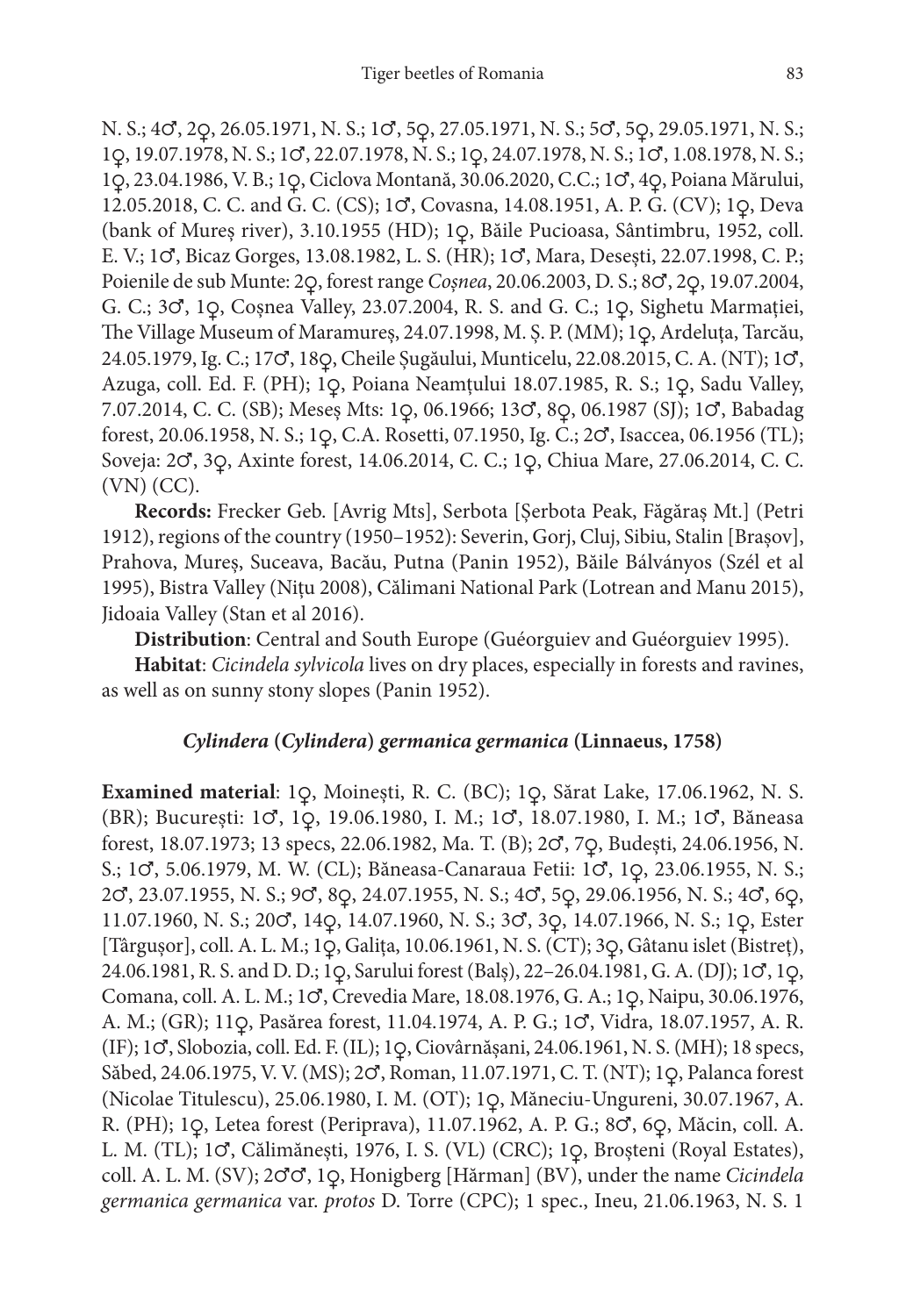N. S.; 4♂, 2♀, 26.05.1971, N. S.; 1♂, 5♀, 27.05.1971, N. S.; 5♂, 5♀, 29.05.1971, N. S.; 1♀, 19.07.1978, N. S.; 1♂, 22.07.1978, N. S.; 1♀, 24.07.1978, N. S.; 1♂, 1.08.1978, N. S.; 1♀, 23.04.1986, V. B.; 1♀, Ciclova Montană, 30.06.2020, C.C.; 1♂, 4♀, Poiana Mărului, 12.05.2018, C. C. and G. C. (CS); 1♂, Covasna, 14.08.1951, A. P. G. (CV); 1♀, Deva (bank of Mureș river), 3.10.1955 (HD); 1♀, Băile Pucioasa, Sântimbru, 1952, coll. E. V.; 1♂, Bicaz Gorges, 13.08.1982, L. S. (HR); 1♂, Mara, Desești, 22.07.1998, C. P.; Poienile de sub Munte: 2♀, forest range *Coșnea*, 20.06.2003, D. S.; 8♂, 2♀, 19.07.2004, G. C.; 3♂, 1♀, Coșnea Valley, 23.07.2004, R. S. and G. C.; 1♀, Sighetu Marmației, The Village Museum of Maramureș, 24.07.1998, M. Ș. P. (MM); 1♀, Ardeluța, Tarcău, 24.05.1979, Ig. C.; 17♂, 18♀, Cheile Șugăului, Munticelu, 22.08.2015, C. A. (NT); 1♂, Azuga, coll. Ed. F. (PH); 1♀, Poiana Neamțului 18.07.1985, R. S.; 1♀, Sadu Valley, 7.07.2014, C. C. (SB); Meseș Mts: 1♀, 06.1966; 13♂, 8♀, 06.1987 (SJ); 1♂, Babadag forest, 20.06.1958, N. S.; 1♀, C.A. Rosetti, 07.1950, Ig. C.; 2♂, Isaccea, 06.1956 (TL); Soveja: 2♂, 3♀, Axinte forest, 14.06.2014, C. C.; 1♀, Chiua Mare, 27.06.2014, C. C. (VN) (CC).

**Records:** Frecker Geb. [Avrig Mts], Serbota [Șerbota Peak, Făgăraș Mt.] (Petri 1912), regions of the country (1950–1952): Severin, Gorj, Cluj, Sibiu, Stalin [Brașov], Prahova, Mureș, Suceava, Bacău, Putna (Panin 1952), Băile Bálványos (Szél et al 1995), Bistra Valley (Nițu 2008), Călimani National Park (Lotrean and Manu 2015), Jidoaia Valley (Stan et al 2016).

**Distribution**: Central and South Europe (Guéorguiev and Guéorguiev 1995).

**Habitat**: *Cicindela sylvicola* lives on dry places, especially in forests and ravines, as well as on sunny stony slopes (Panin 1952).

### *Cylindera* (*Cylindera*) *germanica germanica* (Linnaeus, 1758)

**Examined material**: 1♀, Moinești, R. C. (BC); 1♀, Sărat Lake, 17.06.1962, N. S. (BR); București: 1♂, 1♀, 19.06.1980, I. M.; 1♂, 18.07.1980, I. M.; 1♂, Băneasa forest, 18.07.1973; 13 specs, 22.06.1982, Ma. T. (B); 2♂, 7♀, Budești, 24.06.1956, N. S.; 1♂, 5.06.1979, M. W. (CL); Băneasa-Canaraua Fetii: 1♂, 1♀, 23.06.1955, N. S.; 2♂, 23.07.1955, N. S.; 9♂, 8♀, 24.07.1955, N. S.; 4♂, 5♀, 29.06.1956, N. S.; 4♂, 6♀, 11.07.1960, N. S.; 20♂, 14♀, 14.07.1960, N. S.; 3♂, 3♀, 14.07.1966, N. S.; 1♀, Ester [Târgușor], coll. A. L. M.; 1♀, Galița, 10.06.1961, N. S. (CT); 3♀, Gâtanu islet (Bistreț), 24.06.1981, R. S. and D. D.; 1♀, Sarului forest (Balș), 22–26.04.1981, G. A. (DJ); 1♂, 1♀, Comana, coll. A. L. M.; 1♂, Crevedia Mare, 18.08.1976, G. A.; 1♀, Naipu, 30.06.1976, A. M.; (GR); 11♀, Pasărea forest, 11.04.1974, A. P. G.; 1♂, Vidra, 18.07.1957, A. R. (IF); 1♂, Slobozia, coll. Ed. F. (IL); 1♀, Ciovârnășani, 24.06.1961, N. S. (MH); 18 specs, Săbed, 24.06.1975, V. V. (MS); 2♂, Roman, 11.07.1971, C. T. (NT); 1♀, Palanca forest (Nicolae Titulescu), 25.06.1980, I. M. (OT); 1♀, Măneciu-Ungureni, 30.07.1967, A. R. (PH); 1♀, Letea forest (Periprava), 11.07.1962, A. P. G.; 8♂, 6♀, Măcin, coll. A. L. M. (TL); 1♂, Călimănești, 1976, I. S. (VL) (CRC); 1♀, Broșteni (Royal Estates), coll. A. L. M. (SV); 2♂♂, 1♀, Honigberg [Hărman] (BV), under the name *Cicindela germanica germanica* var. *protos* D. Torre (CPC); 1 spec., Ineu, 21.06.1963, N. S. 1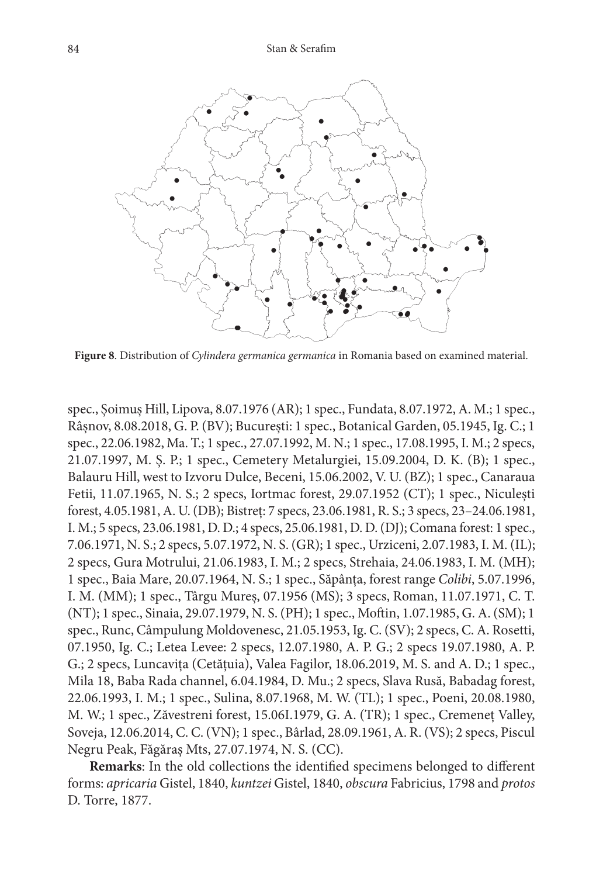**Figure 8**. Distribution of *Cylindera germanica germanica* in Romania based on examined material.

spec., Șoimuș Hill, Lipova, 8.07.1976 (AR); 1 spec., Fundata, 8.07.1972, A. M.; 1 spec., Râșnov, 8.08.2018, G. P. (BV); București: 1 spec., Botanical Garden, 05.1945, Ig. C.; 1 spec., 22.06.1982, Ma. T.; 1 spec., 27.07.1992, M. N.; 1 spec., 17.08.1995, I. M.; 2 specs, 21.07.1997, M. Ș. P.; 1 spec., Cemetery Metalurgiei, 15.09.2004, D. K. (B); 1 spec., Balauru Hill, west to Izvoru Dulce, Beceni, 15.06.2002, V. U. (BZ); 1 spec., Canaraua Fetii, 11.07.1965, N. S.; 2 specs, Iortmac forest, 29.07.1952 (CT); 1 spec., Niculești forest, 4.05.1981, A. U. (DB); Bistreț: 7 specs, 23.06.1981, R. S.; 3 specs, 23–24.06.1981, I. M.; 5 specs, 23.06.1981, D. D.; 4 specs, 25.06.1981, D. D. (DJ); Comana forest: 1 spec., 7.06.1971, N. S.; 2 specs, 5.07.1972, N. S. (GR); 1 spec., Urziceni, 2.07.1983, I. M. (IL); 2 specs, Gura Motrului, 21.06.1983, I. M.; 2 specs, Strehaia, 24.06.1983, I. M. (MH); 1 spec., Baia Mare, 20.07.1964, N. S.; 1 spec., Săpânța, forest range *Colibi*, 5.07.1996, I. M. (MM); 1 spec., Târgu Mureș, 07.1956 (MS); 3 specs, Roman, 11.07.1971, C. T. (NT); 1 spec., Sinaia, 29.07.1979, N. S. (PH); 1 spec., Moftin, 1.07.1985, G. A. (SM); 1 spec., Runc, Câmpulung Moldovenesc, 21.05.1953, Ig. C. (SV); 2 specs, C. A. Rosetti, 07.1950, Ig. C.; Letea Levee: 2 specs, 12.07.1980, A. P. G.; 2 specs 19.07.1980, A. P. G.; 2 specs, Luncavița (Cetățuia), Valea Fagilor, 18.06.2019, M. S. and A. D.; 1 spec., Mila 18, Baba Rada channel, 6.04.1984, D. Mu.; 2 specs, Slava Rusă, Babadag forest, 22.06.1993, I. M.; 1 spec., Sulina, 8.07.1968, M. W. (TL); 1 spec., Poeni, 20.08.1980, M. W.; 1 spec., Zăvestreni forest, 15.06I.1979, G. A. (TR); 1 spec., Cremeneț Valley, Soveja, 12.06.2014, C. C. (VN); 1 spec., Bârlad, 28.09.1961, A. R. (VS); 2 specs, Piscul Negru Peak, Făgăraș Mts, 27.07.1974, N. S. (CC).

**Remarks**: In the old collections the identified specimens belonged to different forms: *apricaria* Gistel, 1840, *kuntzei* Gistel, 1840, *obscura* Fabricius, 1798 and *protos* D. Torre, 1877.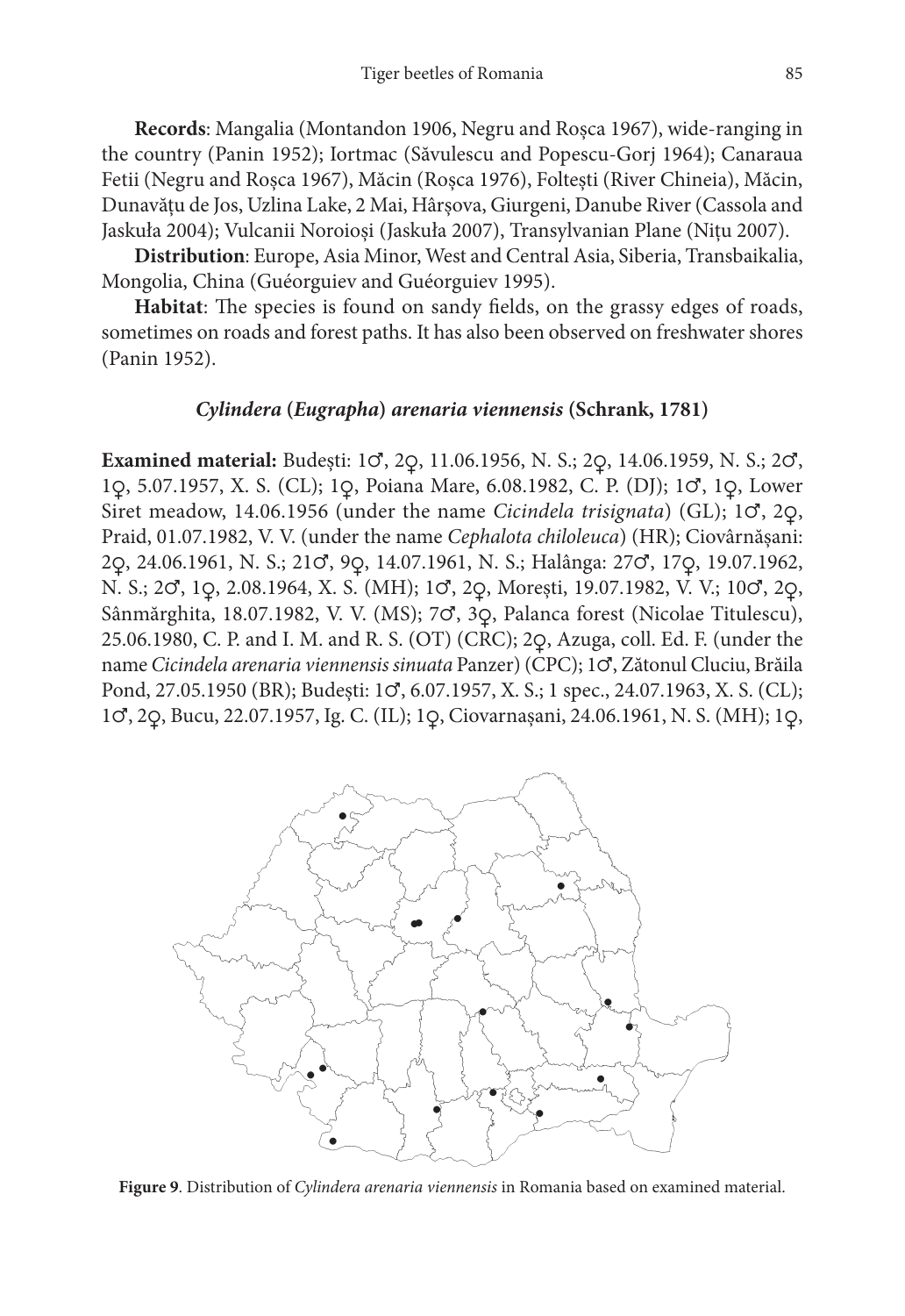**Records**: Mangalia (Montandon 1906, Negru and Roșca 1967), wide-ranging in the country (Panin 1952); Iortmac (Săvulescu and Popescu-Gorj 1964); Canaraua Fetii (Negru and Roșca 1967), Măcin (Roșca 1976), Foltești (River Chineia), Măcin, Dunavățu de Jos, Uzlina Lake, 2 Mai, Hârșova, Giurgeni, Danube River (Cassola and Jaskuła 2004); Vulcanii Noroioși (Jaskuła 2007), Transylvanian Plane (Nițu 2007).

**Distribution**: Europe, Asia Minor, West and Central Asia, Siberia, Transbaikalia, Mongolia, China (Guéorguiev and Guéorguiev 1995).

**Habitat**: The species is found on sandy fields, on the grassy edges of roads, sometimes on roads and forest paths. It has also been observed on freshwater shores (Panin 1952).

### *Cylindera* (*Eugrapha*) *arenaria viennensis* (Schrank, 1781)

**Examined material:** Budești: 1♂, 2♀, 11.06.1956, N. S.; 2♀, 14.06.1959, N. S.; 2♂, 1♀, 5.07.1957, X. S. (CL); 1♀, Poiana Mare, 6.08.1982, C. P. (DJ); 1♂, 1♀, Lower Siret meadow, 14.06.1956 (under the name *Cicindela trisignata*) (GL); 1♂, 2♀, Praid, 01.07.1982, V. V. (under the name *Cephalota chiloleuca*) (HR); Ciovârnășani: 2♀, 24.06.1961, N. S.; 21♂, 9♀, 14.07.1961, N. S.; Halânga: 27♂, 17♀, 19.07.1962, N. S.; 2♂, 1♀, 2.08.1964, X. S. (MH); 1♂, 2♀, Morești, 19.07.1982, V. V.; 10♂, 2♀, Sânmărghita, 18.07.1982, V. V. (MS); 7♂, 3♀, Palanca forest (Nicolae Titulescu), 25.06.1980, C. P. and I. M. and R. S. (OT) (CRC); 2♀, Azuga, coll. Ed. F. (under the name *Cicindela arenaria viennensis sinuata* Panzer) (CPC); 1♂, Zătonul Cluciu, Brăila Pond, 27.05.1950 (BR); Budești: 1♂, 6.07.1957, X. S.; 1 spec., 24.07.1963, X. S. (CL); 1♂, 2♀, Bucu, 22.07.1957, Ig. C. (IL); 1♀, Ciovarnașani, 24.06.1961, N. S. (MH); 1♀,

**Figure 9**. Distribution of *Cylindera arenaria viennensis* in Romania based on examined material.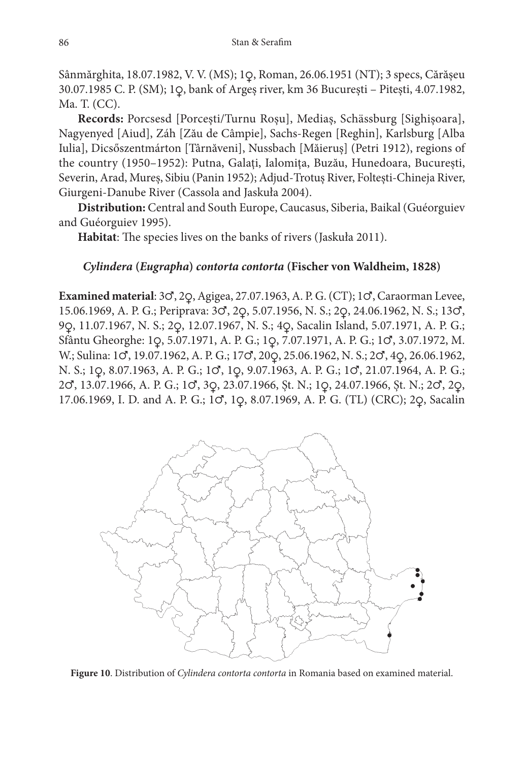Sânmărghita, 18.07.1982, V. V. (MS); 1♀, Roman, 26.06.1951 (NT); 3 specs, Cărășeu 30.07.1985 C. P. (SM); 1♀, bank of Argeș river, km 36 București – Pitești, 4.07.1982, Ma. T. (CC).

**Records:** Porcsesd [Porcești/Turnu Roșu], Mediaș, Schässburg [Sighișoara], Nagyenyed [Aiud], Záh [Zău de Câmpie], Sachs-Regen [Reghin], Karlsburg [Alba Iulia], Dicsőszentmárton [Târnăveni], Nussbach [Măieruș] (Petri 1912), regions of the country (1950–1952): Putna, Galați, Ialomița, Buzău, Hunedoara, București, Severin, Arad, Mureș, Sibiu (Panin 1952); Adjud-Trotuș River, Foltești-Chineja River, Giurgeni-Danube River (Cassola and Jaskuła 2004).

**Distribution:** Central and South Europe, Caucasus, Siberia, Baikal (Guéorguiev and Guéorguiev 1995).

**Habitat**: The species lives on the banks of rivers (Jaskuła 2011).

### *Cylindera* (*Eugrapha*) *contorta contorta* (Fischer von Waldheim, 1828)

**Examined material**: 3♂, 2♀, Agigea, 27.07.1963, A. P. G. (CT); 1♂, Caraorman Levee, 15.06.1969, A. P. G.; Periprava: 3♂, 2♀, 5.07.1956, N. S.; 2♀, 24.06.1962, N. S.; 13♂, 9♀, 11.07.1967, N. S.; 2♀, 12.07.1967, N. S.; 4♀, Sacalin Island, 5.07.1971, A. P. G.; Sfântu Gheorghe: 1♀, 5.07.1971, A. P. G.; 1♀, 7.07.1971, A. P. G.; 1♂, 3.07.1972, M. W.; Sulina: 1♂, 19.07.1962, A. P. G.; 17♂, 20♀, 25.06.1962, N. S.; 2♂, 4♀, 26.06.1962, N. S.; 1♀, 8.07.1963, A. P. G.; 1♂, 1♀, 9.07.1963, A. P. G.; 1♂, 21.07.1964, A. P. G.; 2♂, 13.07.1966, A. P. G.; 1♂, 3♀, 23.07.1966, Șt. N.; 1♀, 24.07.1966, Șt. N.; 2♂, 2♀, 17.06.1969, I. D. and A. P. G.; 1♂, 1♀, 8.07.1969, A. P. G. (TL) (CRC); 2♀, Sacalin

**Figure 10**. Distribution of *Cylindera contorta contorta* in Romania based on examined material.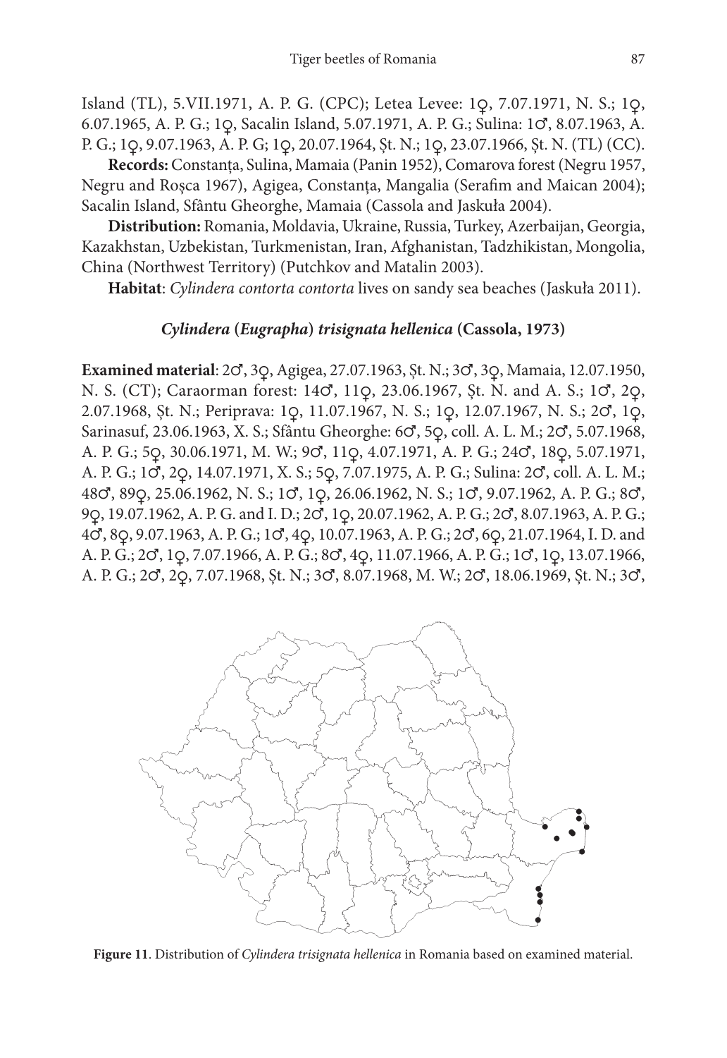Island (TL), 5.VII.1971, A. P. G. (CPC); Letea Levee: 1♀, 7.07.1971, N. S.; 1♀, 6.07.1965, A. P. G.; 1♀, Sacalin Island, 5.07.1971, A. P. G.; Sulina: 1♂, 8.07.1963, A. P. G.; 1♀, 9.07.1963, A. P. G; 1♀, 20.07.1964, Șt. N.; 1♀, 23.07.1966, Șt. N. (TL) (CC).

**Records:** Constanța, Sulina, Mamaia (Panin 1952), Comarova forest (Negru 1957, Negru and Roșca 1967), Agigea, Constanța, Mangalia (Serafim and Maican 2004); Sacalin Island, Sfântu Gheorghe, Mamaia (Cassola and Jaskuła 2004).

**Distribution:** Romania, Moldavia, Ukraine, Russia, Turkey, Azerbaijan, Georgia, Kazakhstan, Uzbekistan, Turkmenistan, Iran, Afghanistan, Tadzhikistan, Mongolia, China (Northwest Territory) (Putchkov and Matalin 2003).

**Habitat**: *Cylindera contorta contorta* lives on sandy sea beaches (Jaskuła 2011).

### *Cylindera* (*Eugrapha*) *trisignata hellenica* (Cassola, 1973)

**Examined material**: 2♂, 3♀, Agigea, 27.07.1963, Șt. N.; 3♂, 3♀, Mamaia, 12.07.1950, N. S. (CT); Caraorman forest: 14♂, 11♀, 23.06.1967, Șt. N. and A. S.; 1♂, 2♀, 2.07.1968, Șt. N.; Periprava: 1♀, 11.07.1967, N. S.; 1♀, 12.07.1967, N. S.; 2♂, 1♀, Sarinasuf, 23.06.1963, X. S.; Sfântu Gheorghe: 6♂, 5♀, coll. A. L. M.; 2♂, 5.07.1968, A. P. G.; 5♀, 30.06.1971, M. W.; 9♂, 11♀, 4.07.1971, A. P. G.; 24♂, 18♀, 5.07.1971, A. P. G.; 1♂, 2♀, 14.07.1971, X. S.; 5♀, 7.07.1975, A. P. G.; Sulina: 2♂, coll. A. L. M.; 48♂, 89♀, 25.06.1962, N. S.; 1♂, 1♀, 26.06.1962, N. S.; 1♂, 9.07.1962, A. P. G.; 8♂, 9♀, 19.07.1962, A. P. G. and I. D.; 2♂, 1♀, 20.07.1962, A. P. G.; 2♂, 8.07.1963, A. P. G.; 4♂, 8♀, 9.07.1963, A. P. G.; 1♂, 4♀, 10.07.1963, A. P. G.; 2♂, 6♀, 21.07.1964, I. D. and A. P. G.; 2♂, 1♀, 7.07.1966, A. P. G.; 8♂, 4♀, 11.07.1966, A. P. G.; 1♂, 1♀, 13.07.1966, A. P. G.; 2♂, 2♀, 7.07.1968, Șt. N.; 3♂, 8.07.1968, M. W.; 2♂, 18.06.1969, Șt. N.; 3♂,

**Figure 11**. Distribution of *Cylindera trisignata hellenica* in Romania based on examined material.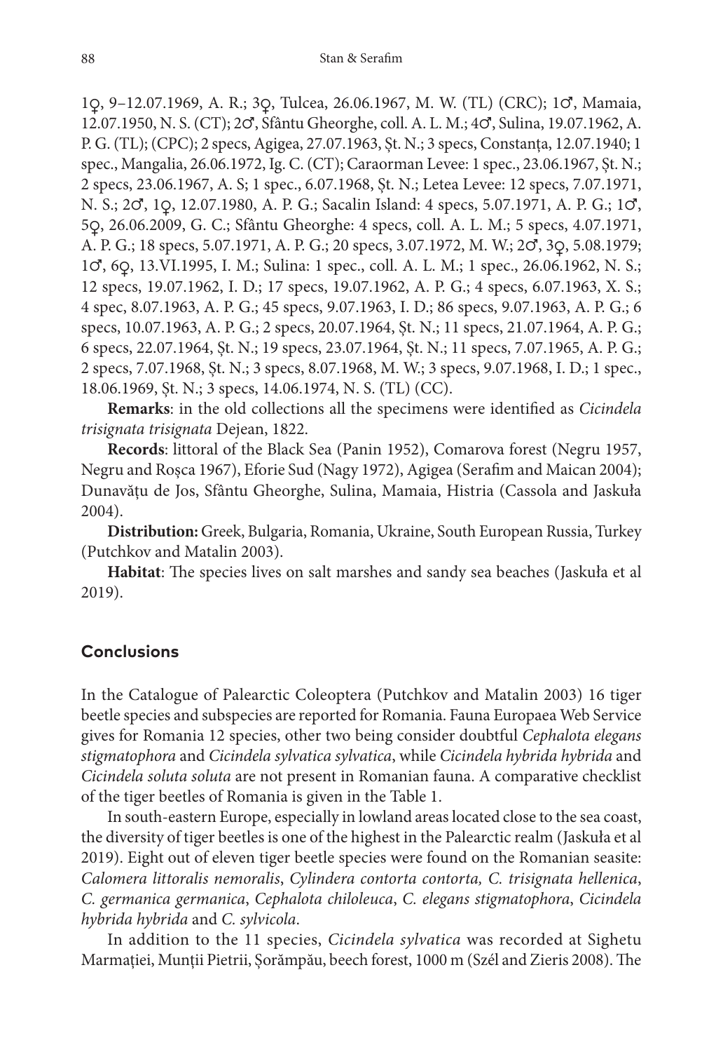1♀, 9–12.07.1969, A. R.; 3♀, Tulcea, 26.06.1967, M. W. (TL) (CRC); 1♂, Mamaia, 12.07.1950, N. S. (CT); 2♂, Sfântu Gheorghe, coll. A. L. M.; 4♂, Sulina, 19.07.1962, A. P. G. (TL); (CPC); 2 specs, Agigea, 27.07.1963, Șt. N.; 3 specs, Constanța, 12.07.1940; 1 spec., Mangalia, 26.06.1972, Ig. C. (CT); Caraorman Levee: 1 spec., 23.06.1967, Șt. N.; 2 specs, 23.06.1967, A. S; 1 spec., 6.07.1968, Șt. N.; Letea Levee: 12 specs, 7.07.1971, N. S.; 2♂, 1♀, 12.07.1980, A. P. G.; Sacalin Island: 4 specs, 5.07.1971, A. P. G.; 1♂, 5♀, 26.06.2009, G. C.; Sfântu Gheorghe: 4 specs, coll. A. L. M.; 5 specs, 4.07.1971, A. P. G.; 18 specs, 5.07.1971, A. P. G.; 20 specs, 3.07.1972, M. W.; 2♂, 3♀, 5.08.1979; 1♂, 6♀, 13.VI.1995, I. M.; Sulina: 1 spec., coll. A. L. M.; 1 spec., 26.06.1962, N. S.; 12 specs, 19.07.1962, I. D.; 17 specs, 19.07.1962, A. P. G.; 4 specs, 6.07.1963, X. S.; 4 spec, 8.07.1963, A. P. G.; 45 specs, 9.07.1963, I. D.; 86 specs, 9.07.1963, A. P. G.; 6 specs, 10.07.1963, A. P. G.; 2 specs, 20.07.1964, Șt. N.; 11 specs, 21.07.1964, A. P. G.; 6 specs, 22.07.1964, Șt. N.; 19 specs, 23.07.1964, Șt. N.; 11 specs, 7.07.1965, A. P. G.; 2 specs, 7.07.1968, Șt. N.; 3 specs, 8.07.1968, M. W.; 3 specs, 9.07.1968, I. D.; 1 spec., 18.06.1969, Șt. N.; 3 specs, 14.06.1974, N. S. (TL) (CC).

**Remarks**: in the old collections all the specimens were identified as *Cicindela trisignata trisignata* Dejean, 1822.

**Records**: littoral of the Black Sea (Panin 1952), Comarova forest (Negru 1957, Negru and Roșca 1967), Eforie Sud (Nagy 1972), Agigea (Serafim and Maican 2004); Dunavățu de Jos, Sfântu Gheorghe, Sulina, Mamaia, Histria (Cassola and Jaskuła 2004).

**Distribution:** Greek, Bulgaria, Romania, Ukraine, South European Russia, Turkey (Putchkov and Matalin 2003).

**Habitat**: The species lives on salt marshes and sandy sea beaches (Jaskuła et al 2019).

## Conclusions

In the Catalogue of Palearctic Coleoptera (Putchkov and Matalin 2003) 16 tiger beetle species and subspecies are reported for Romania. Fauna Europaea Web Service gives for Romania 12 species, other two being consider doubtful *Cephalota elegans stigmatophora* and *Cicindela sylvatica sylvatica*, while *Cicindela hybrida hybrida* and *Cicindela soluta soluta* are not present in Romanian fauna. A comparative checklist of the tiger beetles of Romania is given in the Table 1.

In south-eastern Europe, especially in lowland areas located close to the sea coast, the diversity of tiger beetles is one of the highest in the Palearctic realm (Jaskuła et al 2019). Eight out of eleven tiger beetle species were found on the Romanian seasite: *Calomera littoralis nemoralis*, *Cylindera contorta contorta*, *C. trisignata hellenica*, *C. germanica germanica*, *Cephalota chiloleuca*, *C. elegans stigmatophora*, *Cicindela hybrida hybrida* and *C. sylvicola*.

In addition to the 11 species, *Cicindela sylvatica* was recorded at Sighetu Marmației, Munții Pietrii, Șorămpău, beech forest, 1000 m (Szél and Zieris 2008). The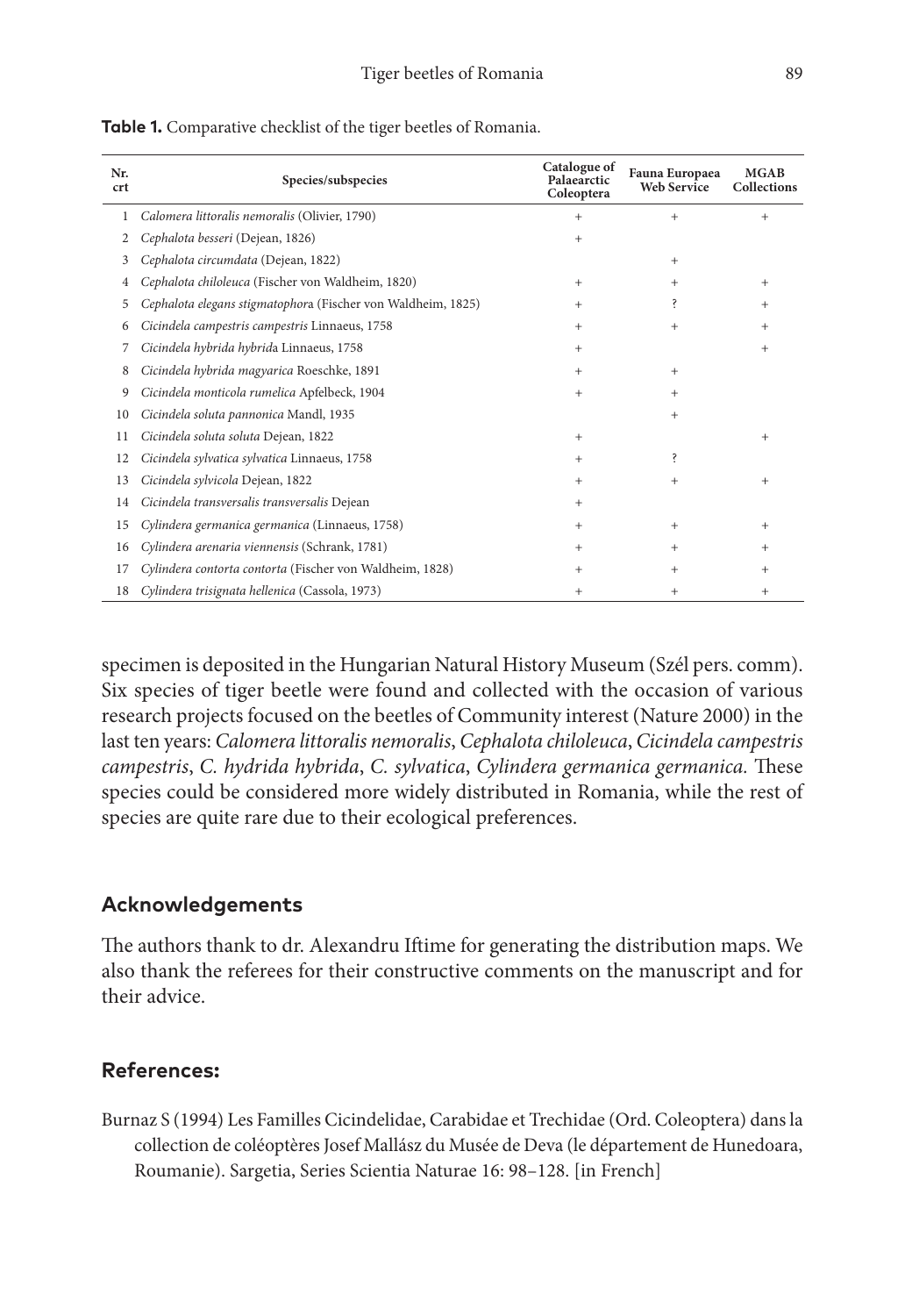**Table 1.** Comparative checklist of the tiger beetles of Romania.

| Nr. crt | Species/subspecies | Catalogue of Palaearctic Coleoptera | Fauna Europaea Web Service | MGAB Collections |
|---|---|---|---|---|
| 1 | *Calomera littoralis nemoralis* (Olivier, 1790) | + | + | + |
| 2 | *Cephalota besseri* (Dejean, 1826) | + | | |
| 3 | *Cephalota circumdata* (Dejean, 1822) | | + | |
| 4 | *Cephalota chiloleuca* (Fischer von Waldheim, 1820) | + | + | + |
| 5 | *Cephalota elegans stigmatophora* (Fischer von Waldheim, 1825) | + | ? | + |
| 6 | *Cicindela campestris campestris* Linnaeus, 1758 | + | + | + |
| 7 | *Cicindela hybrida hybrida* Linnaeus, 1758 | + | | + |
| 8 | *Cicindela hybrida magyarica* Roeschke, 1891 | + | + | |
| 9 | *Cicindela monticola rumelica* Apfelbeck, 1904 | + | + | |
| 10 | *Cicindela soluta pannonica* Mandl, 1935 | | + | |
| 11 | *Cicindela soluta soluta* Dejean, 1822 | + | | + |
| 12 | *Cicindela sylvatica sylvatica* Linnaeus, 1758 | + | ? | |
| 13 | *Cicindela sylvicola* Dejean, 1822 | + | + | + |
| 14 | *Cicindela transversalis transversalis* Dejean | + | | |
| 15 | *Cylindera germanica germanica* (Linnaeus, 1758) | + | + | + |
| 16 | *Cylindera arenaria viennensis* (Schrank, 1781) | + | + | + |
| 17 | *Cylindera contorta contorta* (Fischer von Waldheim, 1828) | + | + | + |
| 18 | *Cylindera trisignata hellenica* (Cassola, 1973) | + | + | + |

specimen is deposited in the Hungarian Natural History Museum (Szél pers. comm). Six species of tiger beetle were found and collected with the occasion of various research projects focused on the beetles of Community interest (Nature 2000) in the last ten years: *Calomera littoralis nemoralis*, *Cephalota chiloleuca*, *Cicindela campestris campestris*, *C. hydrida hybrida*, *C. sylvatica*, *Cylindera germanica germanica*. These species could be considered more widely distributed in Romania, while the rest of species are quite rare due to their ecological preferences.

## Acknowledgements

The authors thank to dr. Alexandru Iftime for generating the distribution maps. We also thank the referees for their constructive comments on the manuscript and for their advice.

## References:

Burnaz S (1994) Les Familles Cicindelidae, Carabidae et Trechidae (Ord. Coleoptera) dans la collection de coléoptères Josef Mallász du Musée de Deva (le département de Hunedoara, Roumanie). Sargetia, Series Scientia Naturae 16: 98–128. [in French]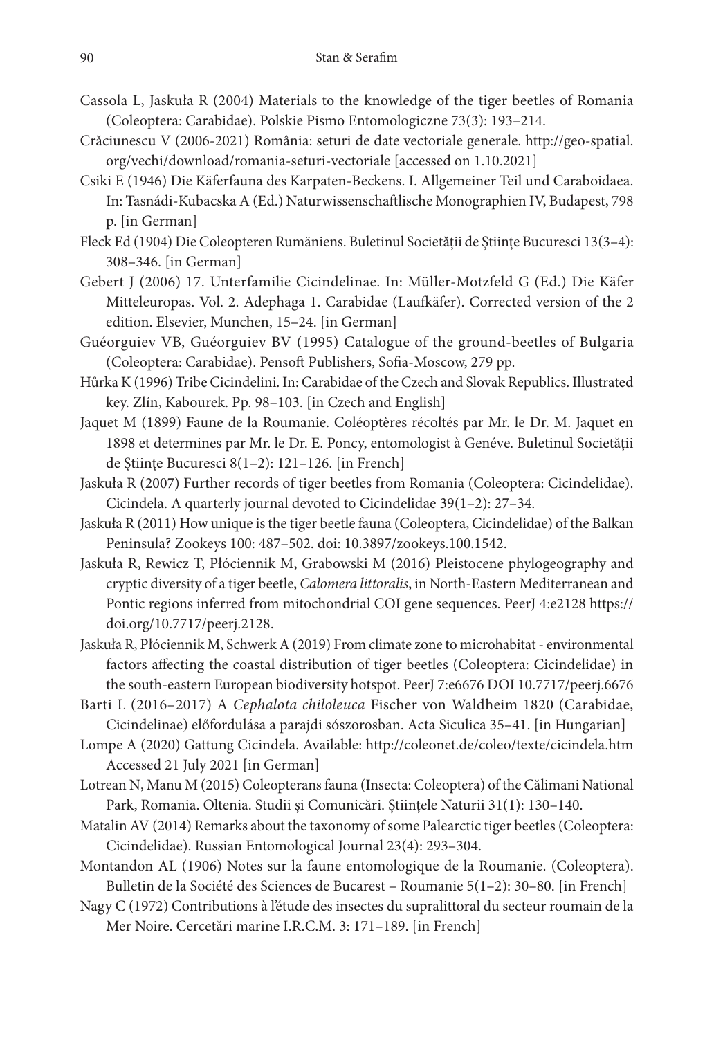Cassola L, Jaskuła R (2004) Materials to the knowledge of the tiger beetles of Romania (Coleoptera: Carabidae). Polskie Pismo Entomologiczne 73(3): 193–214.

Crăciunescu V (2006-2021) România: seturi de date vectoriale generale. http://geo-spatial.org/vechi/download/romania-seturi-vectoriale [accessed on 1.10.2021]

Csiki E (1946) Die Käferfauna des Karpaten-Beckens. I. Allgemeiner Teil und Caraboidaea. In: Tasnádi-Kubacska A (Ed.) Naturwissenschaftlische Monographien IV, Budapest, 798 p. [in German]

Fleck Ed (1904) Die Coleopteren Rumäniens. Buletinul Societății de Științe Bucuresci 13(3–4): 308–346. [in German]

Gebert J (2006) 17. Unterfamilie Cicindelinae. In: Müller-Motzfeld G (Ed.) Die Käfer Mitteleuropas. Vol. 2. Adephaga 1. Carabidae (Laufkäfer). Corrected version of the 2 edition. Elsevier, Munchen, 15–24. [in German]

Guéorguiev VB, Guéorguiev BV (1995) Catalogue of the ground-beetles of Bulgaria (Coleoptera: Carabidae). Pensoft Publishers, Sofia-Moscow, 279 pp.

Hůrka K (1996) Tribe Cicindelini. In: Carabidae of the Czech and Slovak Republics. Illustrated key. Zlín, Kabourek. Pp. 98–103. [in Czech and English]

Jaquet M (1899) Faune de la Roumanie. Coléoptères récoltés par Mr. le Dr. M. Jaquet en 1898 et determines par Mr. le Dr. E. Poncy, entomologist à Genéve. Buletinul Societății de Științe Bucuresci 8(1–2): 121–126. [in French]

Jaskuła R (2007) Further records of tiger beetles from Romania (Coleoptera: Cicindelidae). Cicindela. A quarterly journal devoted to Cicindelidae 39(1–2): 27–34.

Jaskuła R (2011) How unique is the tiger beetle fauna (Coleoptera, Cicindelidae) of the Balkan Peninsula? Zookeys 100: 487–502. doi: 10.3897/zookeys.100.1542.

Jaskuła R, Rewicz T, Płóciennik M, Grabowski M (2016) Pleistocene phylogeography and cryptic diversity of a tiger beetle, *Calomera littoralis*, in North-Eastern Mediterranean and Pontic regions inferred from mitochondrial COI gene sequences. PeerJ 4:e2128 https://doi.org/10.7717/peerj.2128.

Jaskuła R, Płóciennik M, Schwerk A (2019) From climate zone to microhabitat - environmental factors affecting the coastal distribution of tiger beetles (Coleoptera: Cicindelidae) in the south-eastern European biodiversity hotspot. PeerJ 7:e6676 DOI 10.7717/peerj.6676

Barti L (2016–2017) A *Cephalota chiloleuca* Fischer von Waldheim 1820 (Carabidae, Cicindelinae) előfordulása a parajdi sószorosban. Acta Siculica 35–41. [in Hungarian]

Lompe A (2020) Gattung Cicindela. Available: http://coleonet.de/coleo/texte/cicindela.htm Accessed 21 July 2021 [in German]

Lotrean N, Manu M (2015) Coleopterans fauna (Insecta: Coleoptera) of the Călimani National Park, Romania. Oltenia. Studii și Comunicări. Științele Naturii 31(1): 130–140.

Matalin AV (2014) Remarks about the taxonomy of some Palearctic tiger beetles (Coleoptera: Cicindelidae). Russian Entomological Journal 23(4): 293–304.

Montandon AL (1906) Notes sur la faune entomologique de la Roumanie. (Coleoptera). Bulletin de la Société des Sciences de Bucarest – Roumanie 5(1–2): 30–80. [in French]

Nagy C (1972) Contributions à l'étude des insectes du supralittoral du secteur roumain de la Mer Noire. Cercetări marine I.R.C.M. 3: 171–189. [in French]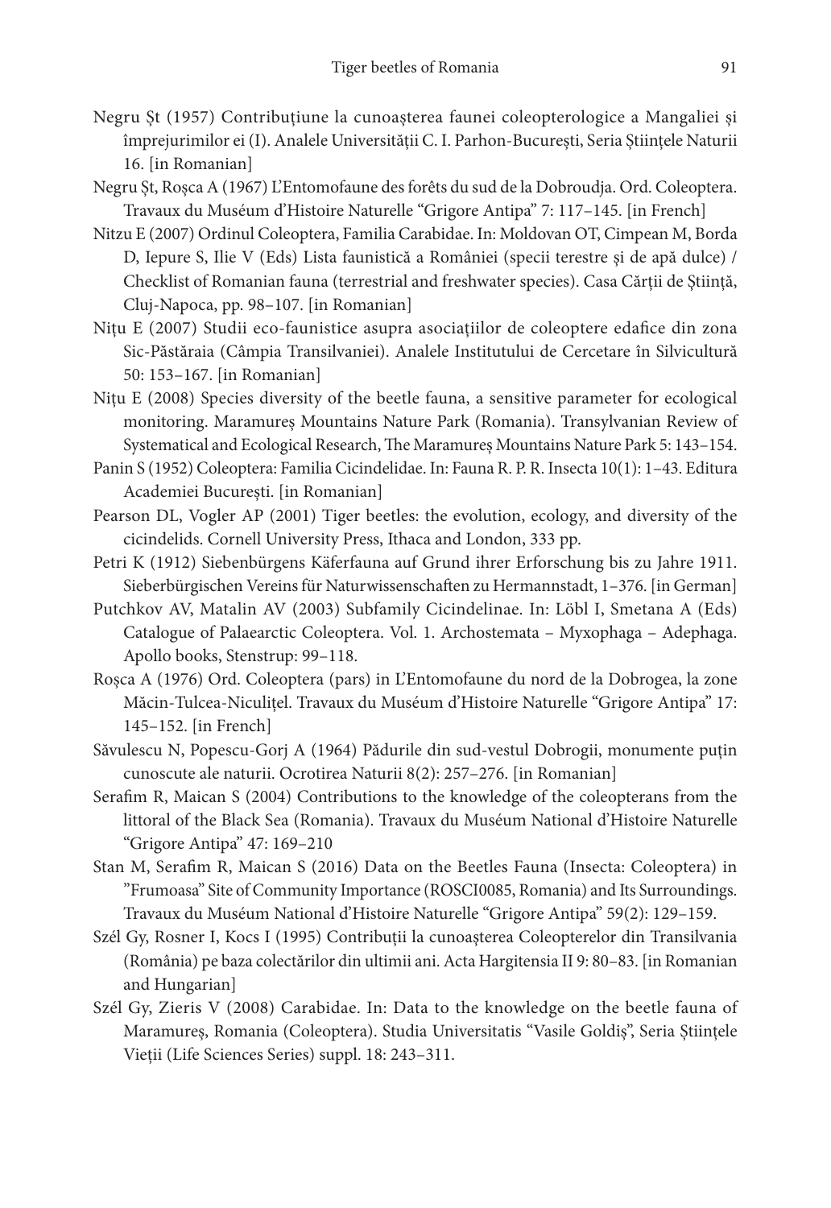Negru Șt (1957) Contribuțiune la cunoașterea faunei coleopterologice a Mangaliei și împrejurimilor ei (I). Analele Universității C. I. Parhon-București, Seria Științele Naturii 16. [in Romanian]

Negru Șt, Roșca A (1967) L'Entomofaune des forêts du sud de la Dobroudja. Ord. Coleoptera. Travaux du Muséum d'Histoire Naturelle "Grigore Antipa" 7: 117–145. [in French]

Nitzu E (2007) Ordinul Coleoptera, Familia Carabidae. In: Moldovan OT, Cimpean M, Borda D, Iepure S, Ilie V (Eds) Lista faunistică a României (specii terestre şi de apă dulce) / Checklist of Romanian fauna (terrestrial and freshwater species). Casa Cărții de Știință, Cluj-Napoca, pp. 98–107. [in Romanian]

Nițu E (2007) Studii eco-faunistice asupra asociațiilor de coleoptere edafice din zona Sic-Păstăraia (Câmpia Transilvaniei). Analele Institutului de Cercetare în Silvicultură 50: 153–167. [in Romanian]

Nițu E (2008) Species diversity of the beetle fauna, a sensitive parameter for ecological monitoring. Maramureș Mountains Nature Park (Romania). Transylvanian Review of Systematical and Ecological Research, The Maramureș Mountains Nature Park 5: 143–154.

Panin S (1952) Coleoptera: Familia Cicindelidae. In: Fauna R. P. R. Insecta 10(1): 1–43. Editura Academiei București. [in Romanian]

Pearson DL, Vogler AP (2001) Tiger beetles: the evolution, ecology, and diversity of the cicindelids. Cornell University Press, Ithaca and London, 333 pp.

Petri K (1912) Siebenbürgens Käferfauna auf Grund ihrer Erforschung bis zu Jahre 1911. Sieberbürgischen Vereins für Naturwissenschaften zu Hermannstadt, 1–376. [in German]

Putchkov AV, Matalin AV (2003) Subfamily Cicindelinae. In: Löbl I, Smetana A (Eds) Catalogue of Palaearctic Coleoptera. Vol. 1. Archostemata – Myxophaga – Adephaga. Apollo books, Stenstrup: 99–118.

Roșca A (1976) Ord. Coleoptera (pars) in L'Entomofaune du nord de la Dobrogea, la zone Măcin-Tulcea-Niculițel. Travaux du Muséum d'Histoire Naturelle "Grigore Antipa" 17: 145–152. [in French]

Săvulescu N, Popescu-Gorj A (1964) Pădurile din sud-vestul Dobrogii, monumente puțin cunoscute ale naturii. Ocrotirea Naturii 8(2): 257–276. [in Romanian]

Serafim R, Maican S (2004) Contributions to the knowledge of the coleopterans from the littoral of the Black Sea (Romania). Travaux du Muséum National d'Histoire Naturelle "Grigore Antipa" 47: 169–210

Stan M, Serafim R, Maican S (2016) Data on the Beetles Fauna (Insecta: Coleoptera) in "Frumoasa" Site of Community Importance (ROSCI0085, Romania) and Its Surroundings. Travaux du Muséum National d'Histoire Naturelle "Grigore Antipa" 59(2): 129–159.

Szél Gy, Rosner I, Kocs I (1995) Contribuții la cunoașterea Coleopterelor din Transilvania (România) pe baza colectărilor din ultimii ani. Acta Hargitensia II 9: 80–83. [in Romanian and Hungarian]

Szél Gy, Zieris V (2008) Carabidae. In: Data to the knowledge on the beetle fauna of Maramureș, Romania (Coleoptera). Studia Universitatis "Vasile Goldiș", Seria Științele Vieții (Life Sciences Series) suppl. 18: 243–311.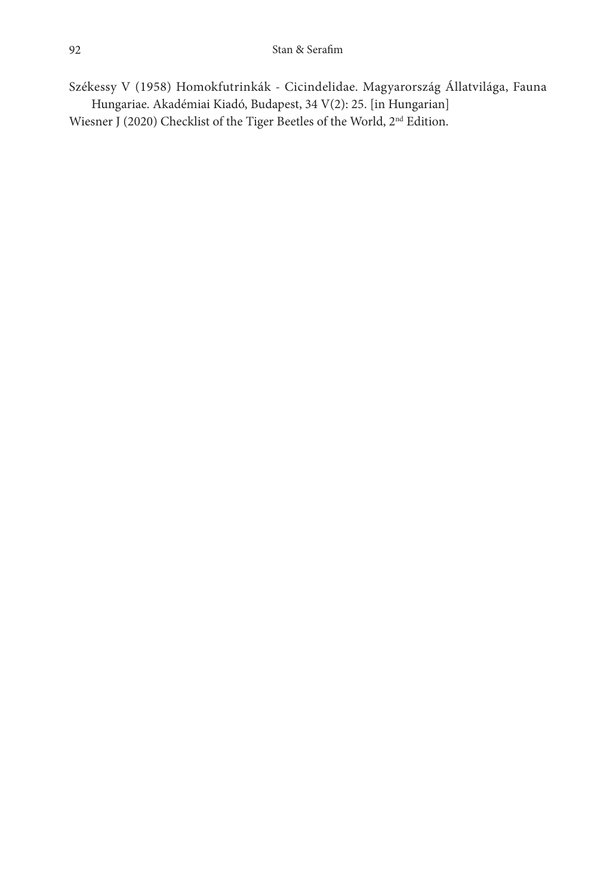Székessy V (1958) Homokfutrinkák - Cicindelidae. Magyarország Állatvilága, Fauna Hungariae. Akadémiai Kiadó, Budapest, 34 V(2): 25. [in Hungarian]

Wiesner J (2020) Checklist of the Tiger Beetles of the World, 2nd Edition.